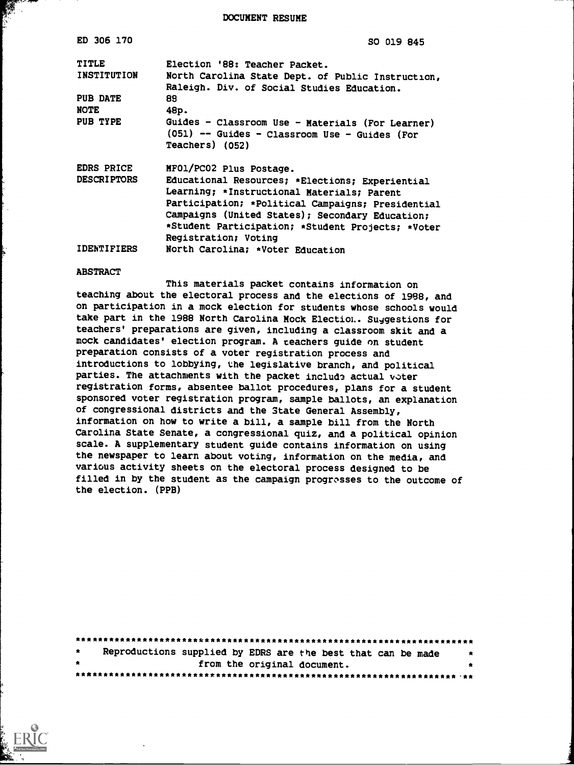DOCUMENT RESUME

| | |
|---|---|
| ED 306 170 | SO 019 845 |
| TITLE | Election '88: Teacher Packet. |
| INSTITUTION | North Carolina State Dept. of Public Instruction, Raleigh. Div. of Social Studies Education. |
| PUB DATE | 88 |
| NOTE | 48p. |
| PUB TYPE | Guides - Classroom Use - Materials (For Learner) (051) -- Guides - Classroom Use - Guides (For Teachers) (052) |
| EDRS PRICE | MF01/PC02 Plus Postage. |
| DESCRIPTORS | Educational Resources; *Elections; Experiential Learning; *Instructional Materials; Parent Participation; *Political Campaigns; Presidential Campaigns (United States); Secondary Education; *Student Participation; *Student Projects; *Voter Registration; Voting |
| IDENTIFIERS | North Carolina; *Voter Education |

ABSTRACT

This materials packet contains information on teaching about the electoral process and the elections of 1988, and on participation in a mock election for students whose schools would take part in the 1988 North Carolina Mock Election. Suggestions for teachers' preparations are given, including a classroom skit and a mock candidates' election program. A teachers guide on student preparation consists of a voter registration process and introductions to lobbying, the legislative branch, and political parties. The attachments with the packet include actual voter registration forms, absentee ballot procedures, plans for a student sponsored voter registration program, sample ballots, an explanation of congressional districts and the State General Assembly, information on how to write a bill, a sample bill from the North Carolina State Senate, a congressional quiz, and a political opinion scale. A supplementary student guide contains information on using the newspaper to learn about voting, information on the media, and various activity sheets on the electoral process designed to be filled in by the student as the campaign progresses to the outcome of the election. (PPB)

***********************************************************************
* Reproductions supplied by EDRS are the best that can be made *
* from the original document. *
***********************************************************************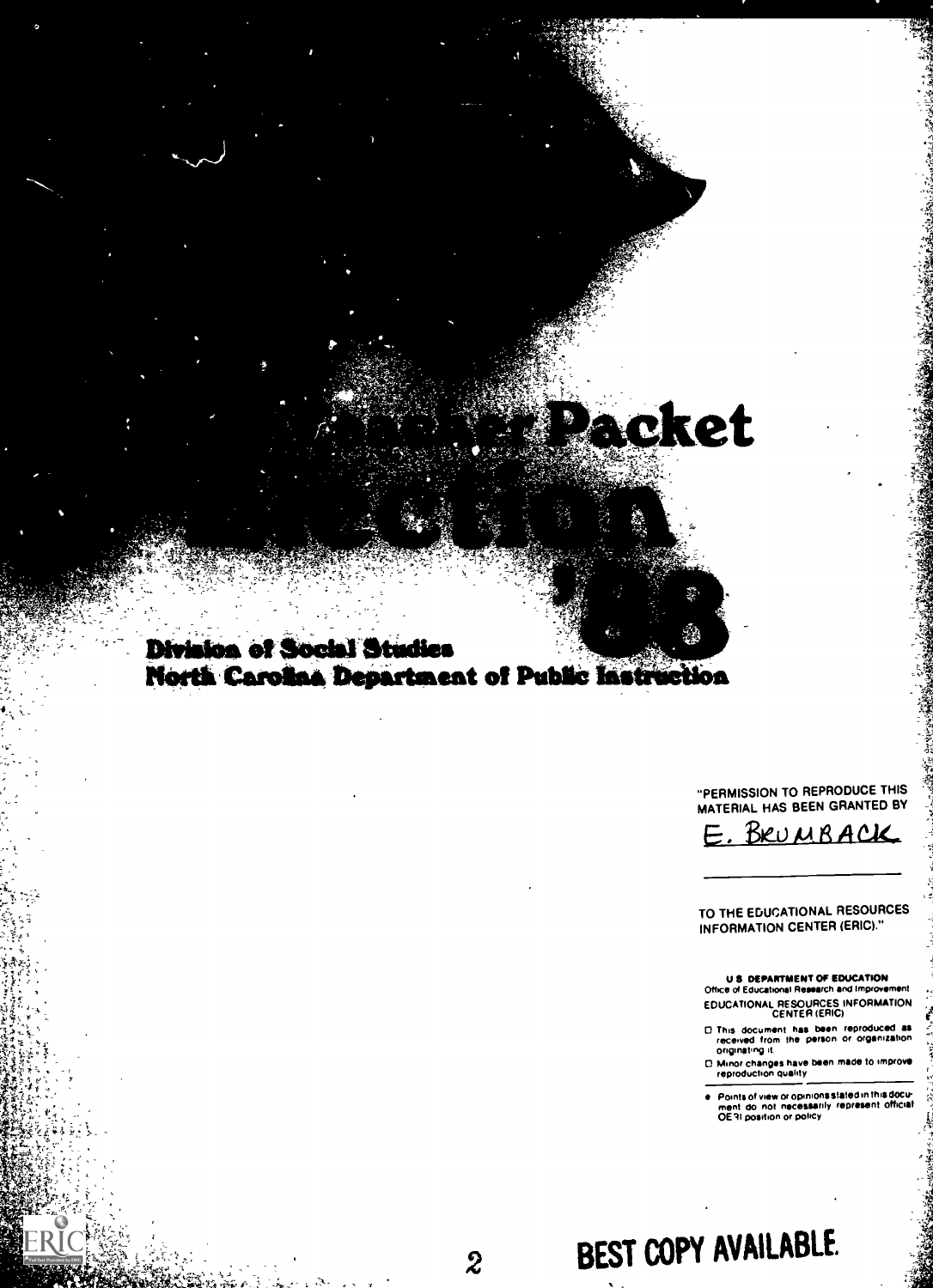# Teacher Packet

# Election '88

**Division of Social Studies**
**North Carolina Department of Public Instruction**

"PERMISSION TO REPRODUCE THIS MATERIAL HAS BEEN GRANTED BY

E. BRUMBACK

TO THE EDUCATIONAL RESOURCES INFORMATION CENTER (ERIC)."

U.S. DEPARTMENT OF EDUCATION
Office of Educational Research and Improvement
EDUCATIONAL RESOURCES INFORMATION CENTER (ERIC)

- This document has been reproduced as received from the person or organization originating it.
- Minor changes have been made to improve reproduction quality.

- Points of view or opinions stated in this document do not necessarily represent official OERI position or policy.

BEST COPY AVAILABLE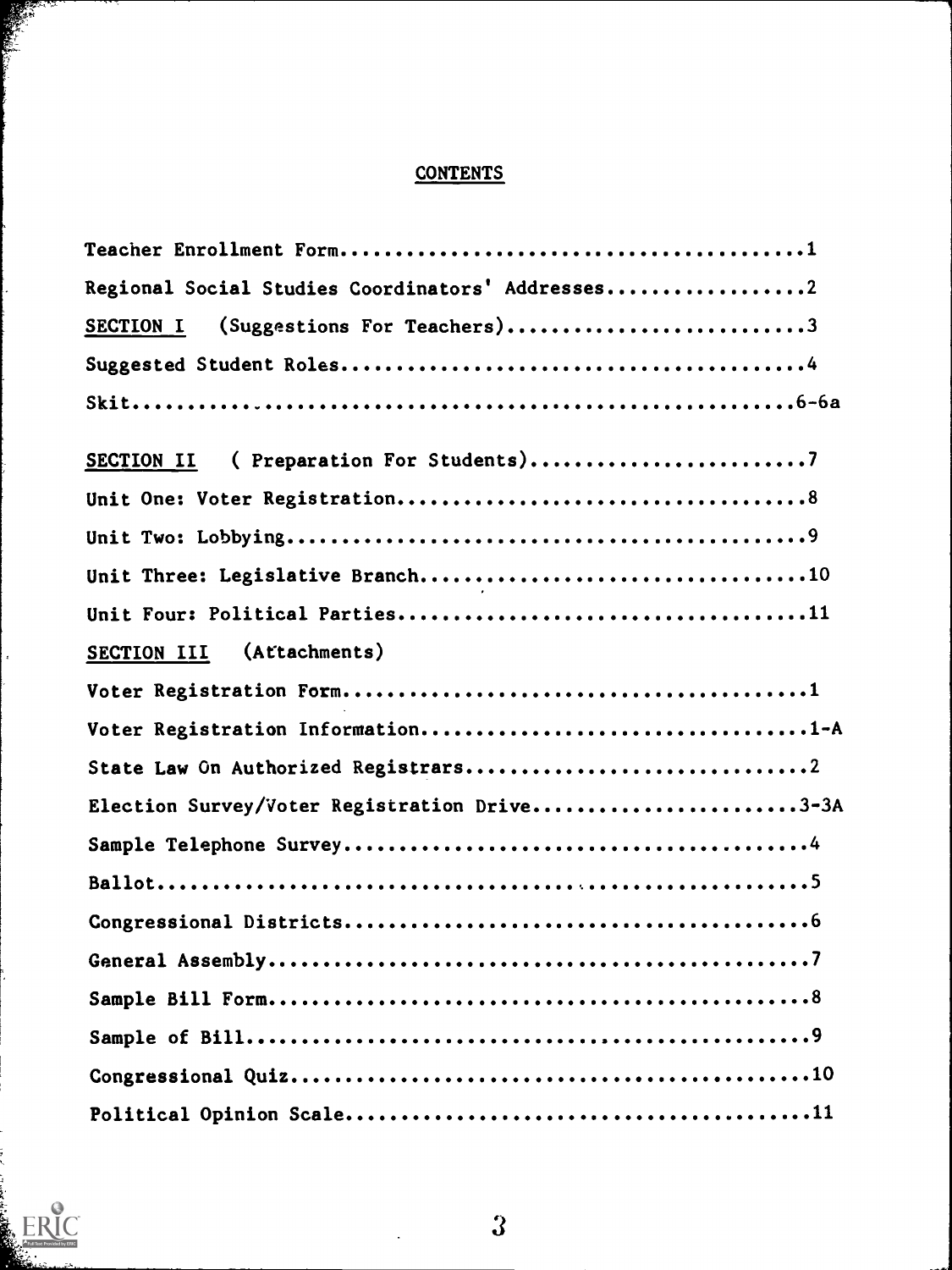# CONTENTS

Teacher Enrollment Form..........................................1

Regional Social Studies Coordinators' Addresses..................2

SECTION I (Suggestions For Teachers)...........................3

Suggested Student Roles..........................................4

Skit...........................................................6-6a

SECTION II ( Preparation For Students).........................7

Unit One: Voter Registration.....................................8

Unit Two: Lobbying...............................................9

Unit Three: Legislative Branch..................................10

Unit Four: Political Parties....................................11

SECTION III (Attachments)

Voter Registration Form..........................................1

Voter Registration Information.................................1-A

State Law On Authorized Registrars...............................2

Election Survey/Voter Registration Drive......................3-3A

Sample Telephone Survey..........................................4

Ballot...........................................................5

Congressional Districts..........................................6

General Assembly.................................................7

Sample Bill Form.................................................8

Sample of Bill...................................................9

Congressional Quiz..............................................10

Political Opinion Scale.........................................11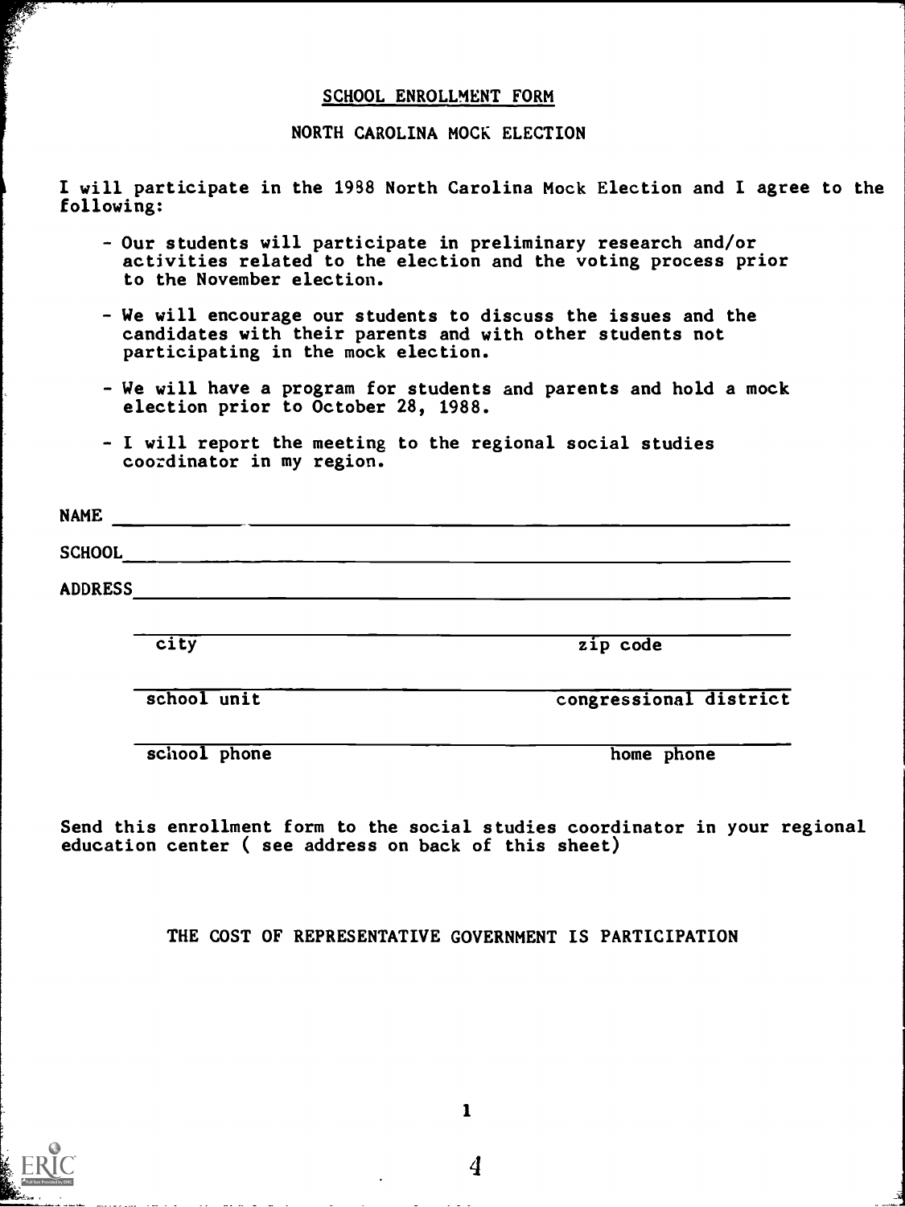## SCHOOL ENROLLMENT FORM

### NORTH CAROLINA MOCK ELECTION

I will participate in the 1988 North Carolina Mock Election and I agree to the following:

- Our students will participate in preliminary research and/or activities related to the election and the voting process prior to the November election.
- We will encourage our students to discuss the issues and the candidates with their parents and with other students not participating in the mock election.
- We will have a program for students and parents and hold a mock election prior to October 28, 1988.
- I will report the meeting to the regional social studies coordinator in my region.

NAME ______________________________________________

SCHOOL ____________________________________________

ADDRESS ___________________________________________

______________________________________________
city                                        zip code

______________________________________________
school unit                                 congressional district

______________________________________________
school phone                                home phone

Send this enrollment form to the social studies coordinator in your regional education center ( see address on back of this sheet)

THE COST OF REPRESENTATIVE GOVERNMENT IS PARTICIPATION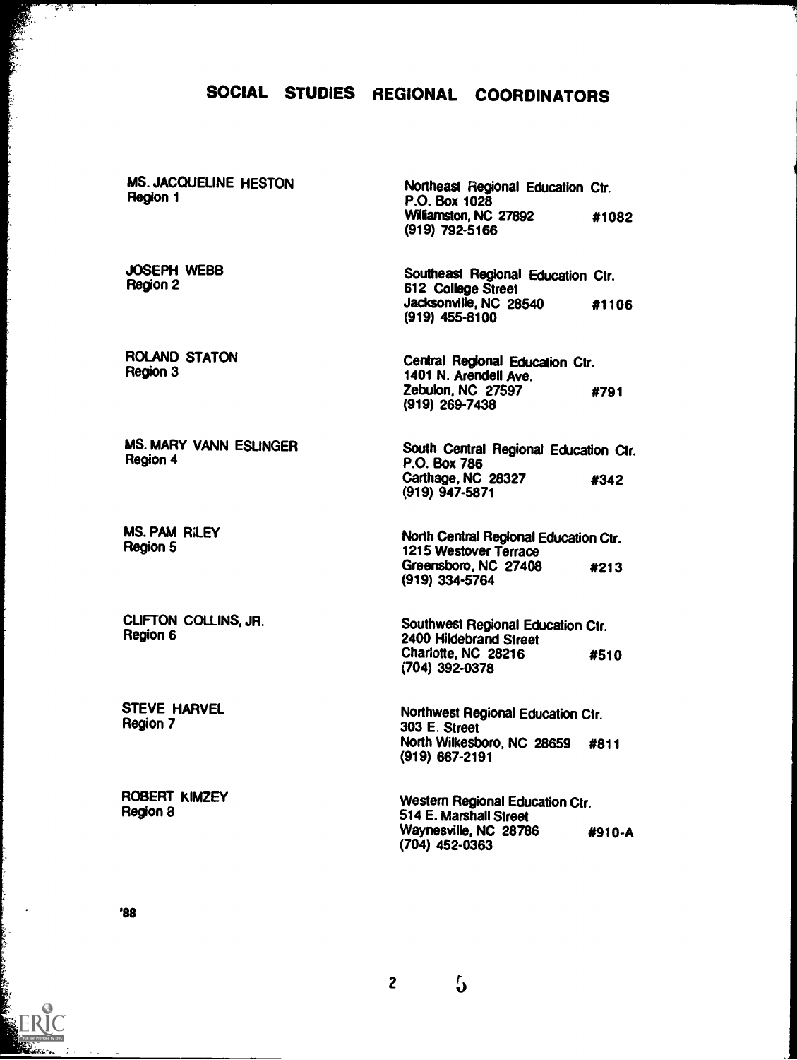# SOCIAL STUDIES REGIONAL COORDINATORS

| | |
|---|---|
| MS. JACQUELINE HESTON<br>Region 1 | Northeast Regional Education Ctr.<br>P.O. Box 1028<br>Williamston, NC 27892 #1082<br>(919) 792-5166 |
| JOSEPH WEBB<br>Region 2 | Southeast Regional Education Ctr.<br>612 College Street<br>Jacksonville, NC 28540 #1106<br>(919) 455-8100 |
| ROLAND STATON<br>Region 3 | Central Regional Education Ctr.<br>1401 N. Arendell Ave.<br>Zebulon, NC 27597 #791<br>(919) 269-7438 |
| MS. MARY VANN ESLINGER<br>Region 4 | South Central Regional Education Ctr.<br>P.O. Box 786<br>Carthage, NC 28327 #342<br>(919) 947-5871 |
| MS. PAM RILEY<br>Region 5 | North Central Regional Education Ctr.<br>1215 Westover Terrace<br>Greensboro, NC 27408 #213<br>(919) 334-5764 |
| CLIFTON COLLINS, JR.<br>Region 6 | Southwest Regional Education Ctr.<br>2400 Hildebrand Street<br>Charlotte, NC 28216 #510<br>(704) 392-0378 |
| STEVE HARVEL<br>Region 7 | Northwest Regional Education Ctr.<br>303 E. Street<br>North Wilkesboro, NC 28659 #811<br>(919) 667-2191 |
| ROBERT KIMZEY<br>Region 8 | Western Regional Education Ctr.<br>514 E. Marshall Street<br>Waynesville, NC 28786 #910-A<br>(704) 452-0363 |

'88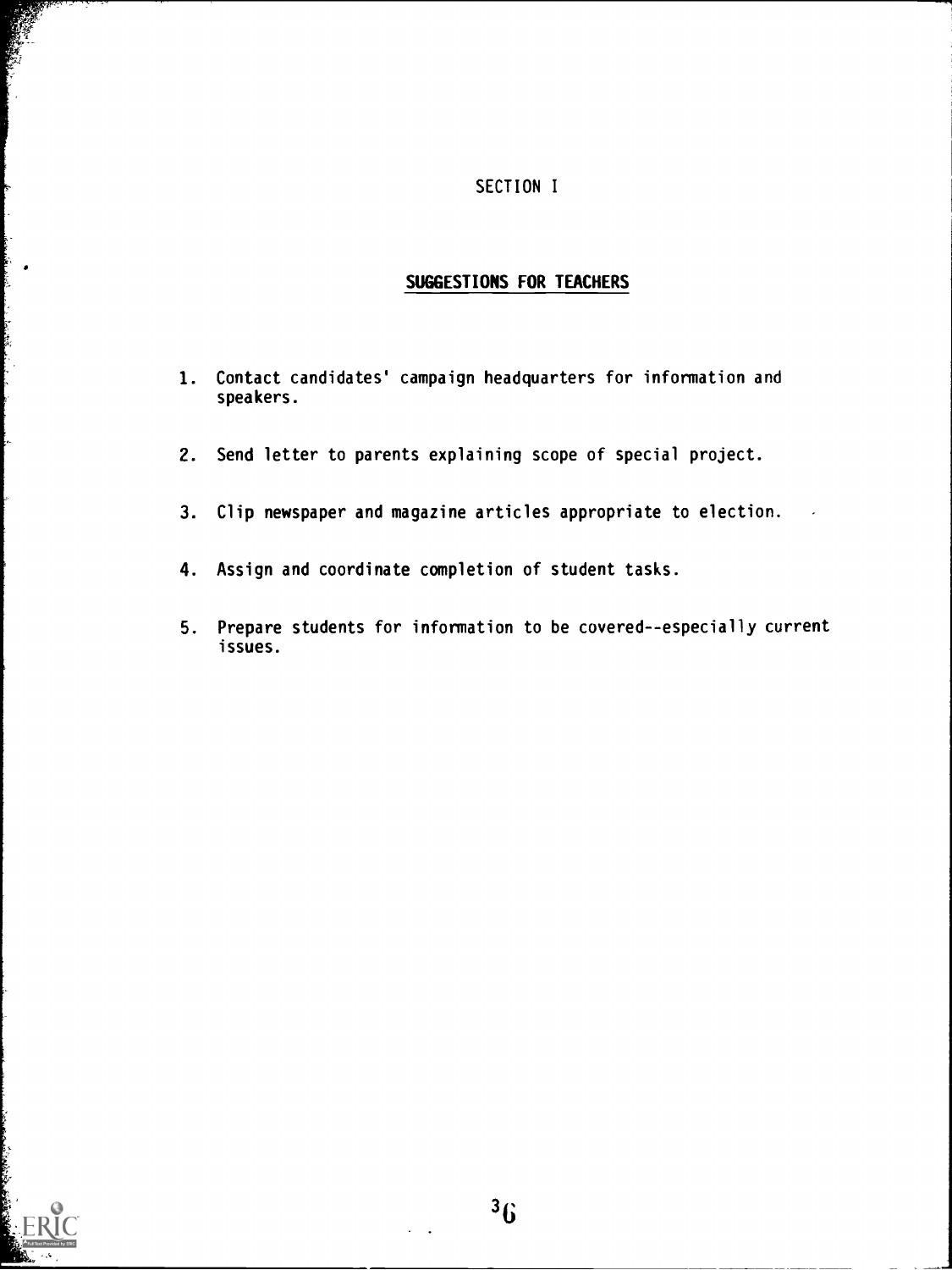# SECTION I

## SUGGESTIONS FOR TEACHERS

1. Contact candidates' campaign headquarters for information and speakers.

2. Send letter to parents explaining scope of special project.

3. Clip newspaper and magazine articles appropriate to election.

4. Assign and coordinate completion of student tasks.

5. Prepare students for information to be covered--especially current issues.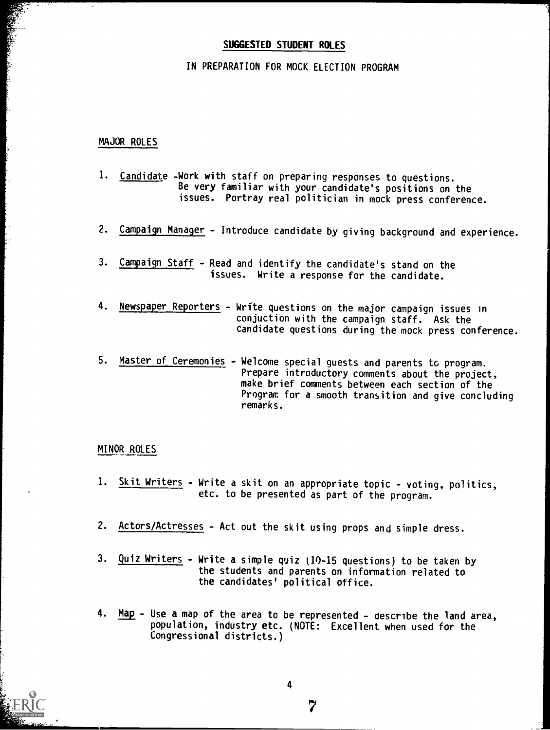## SUGGESTED STUDENT ROLES

IN PREPARATION FOR MOCK ELECTION PROGRAM

### MAJOR ROLES

1. Candidate -Work with staff on preparing responses to questions. Be very familiar with your candidate's positions on the issues. Portray real politician in mock press conference.

2. Campaign Manager - Introduce candidate by giving background and experience.

3. Campaign Staff - Read and identify the candidate's stand on the issues. Write a response for the candidate.

4. Newspaper Reporters - Write questions on the major campaign issues in conjuction with the campaign staff. Ask the candidate questions during the mock press conference.

5. Master of Ceremonies - Welcome special guests and parents to program. Prepare introductory comments about the project, make brief comments between each section of the Program for a smooth transition and give concluding remarks.

### MINOR ROLES

1. Skit Writers - Write a skit on an appropriate topic - voting, politics, etc. to be presented as part of the program.

2. Actors/Actresses - Act out the skit using props and simple dress.

3. Quiz Writers - Write a simple quiz (10-15 questions) to be taken by the students and parents on information related to the candidates' political office.

4. Map - Use a map of the area to be represented - describe the land area, population, industry etc. (NOTE: Excellent when used for the Congressional districts.)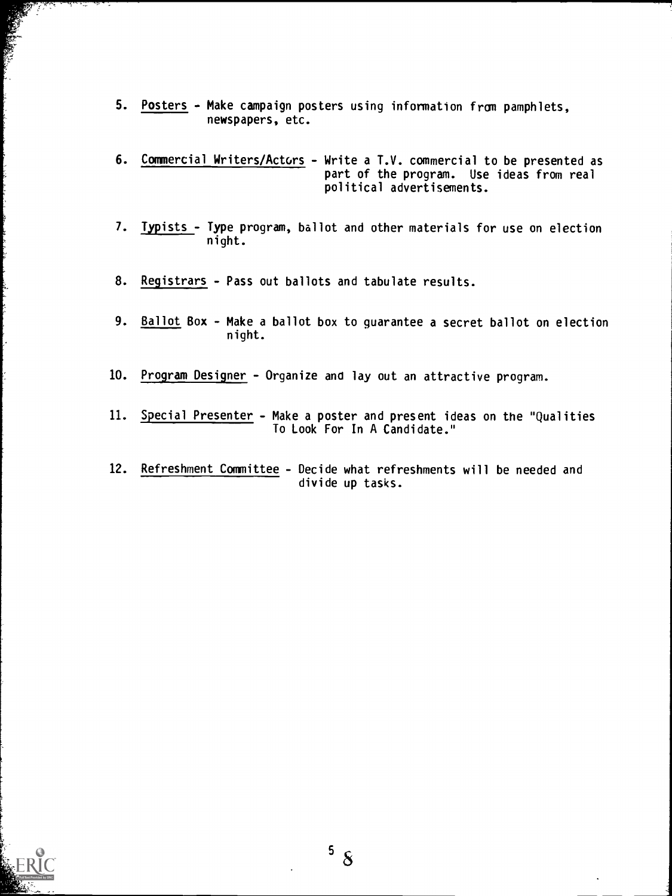5. Posters - Make campaign posters using information from pamphlets, newspapers, etc.

6. Commercial Writers/Actors - Write a T.V. commercial to be presented as part of the program. Use ideas from real political advertisements.

7. Typists - Type program, ballot and other materials for use on election night.

8. Registrars - Pass out ballots and tabulate results.

9. Ballot Box - Make a ballot box to guarantee a secret ballot on election night.

10. Program Designer - Organize and lay out an attractive program.

11. Special Presenter - Make a poster and present ideas on the "Qualities To Look For In A Candidate."

12. Refreshment Committee - Decide what refreshments will be needed and divide up tasks.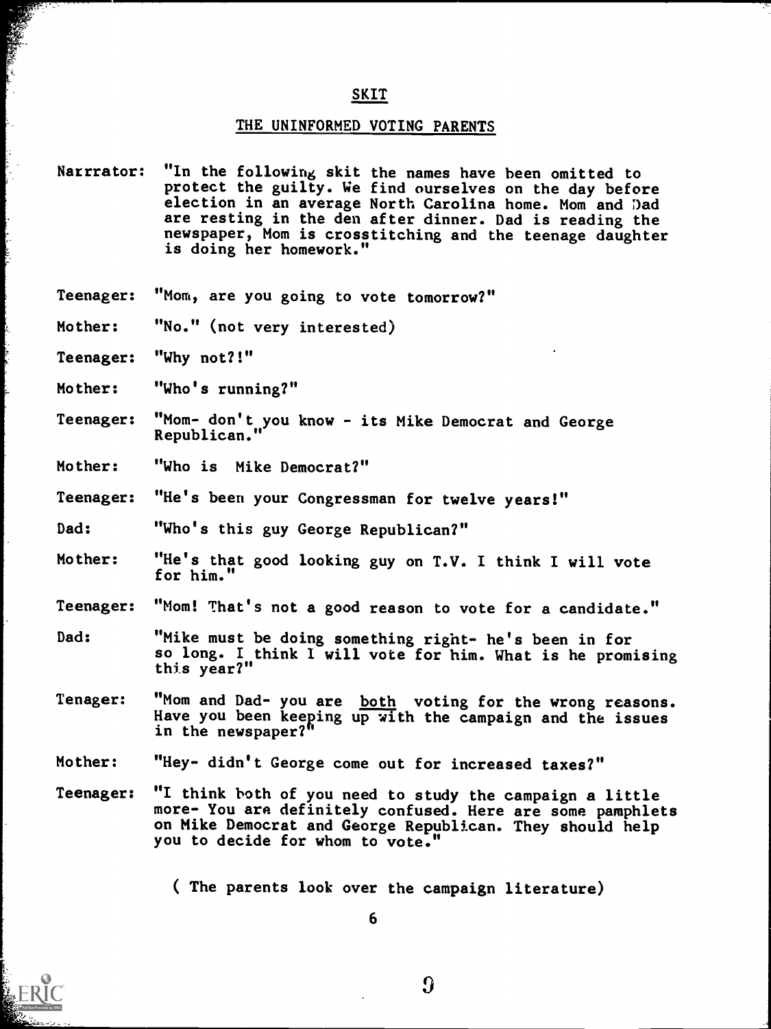## SKIT

## THE UNINFORMED VOTING PARENTS

Narrrator: "In the following skit the names have been omitted to protect the guilty. We find ourselves on the day before election in an average North Carolina home. Mom and Dad are resting in the den after dinner. Dad is reading the newspaper, Mom is crosstitching and the teenage daughter is doing her homework."

Teenager: "Mom, are you going to vote tomorrow?"

Mother: "No." (not very interested)

Teenager: "Why not?!"

Mother: "Who's running?"

Teenager: "Mom- don't you know - its Mike Democrat and George Republican."

Mother: "Who is Mike Democrat?"

Teenager: "He's been your Congressman for twelve years!"

Dad: "Who's this guy George Republican?"

Mother: "He's that good looking guy on T.V. I think I will vote for him."

Teenager: "Mom! That's not a good reason to vote for a candidate."

Dad: "Mike must be doing something right- he's been in for so long. I think I will vote for him. What is he promising this year?"

Tenager: "Mom and Dad- you are <u>both</u> voting for the wrong reasons. Have you been keeping up with the campaign and the issues in the newspaper?"

Mother: "Hey- didn't George come out for increased taxes?"

Teenager: "I think both of you need to study the campaign a little more- You are definitely confused. Here are some pamphlets on Mike Democrat and George Republican. They should help you to decide for whom to vote."

( The parents look over the campaign literature)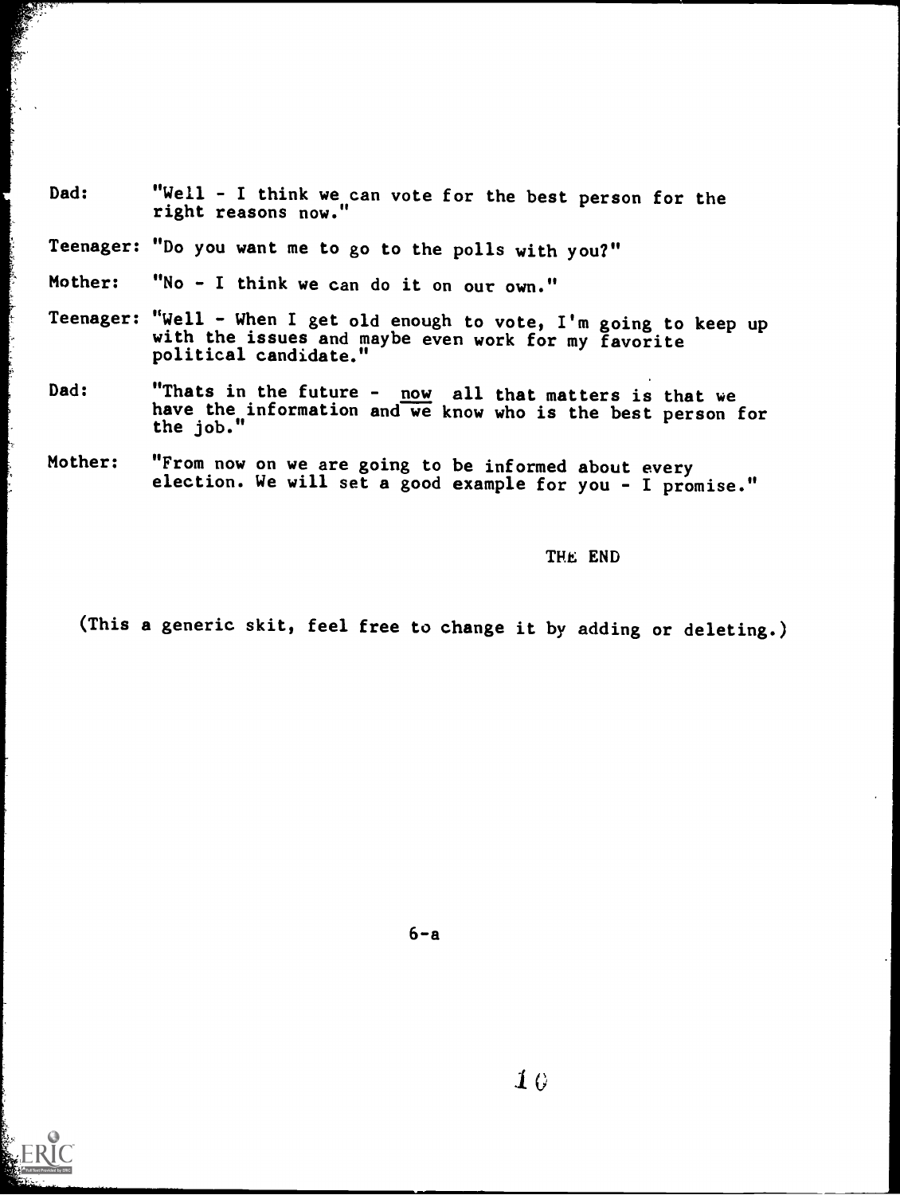Dad: "Well - I think we can vote for the best person for the right reasons now."

Teenager: "Do you want me to go to the polls with you?"

Mother: "No - I think we can do it on our own."

Teenager: "Well - When I get old enough to vote, I'm going to keep up with the issues and maybe even work for my favorite political candidate."

Dad: "Thats in the future - now all that matters is that we have the information and we know who is the best person for the job."

Mother: "From now on we are going to be informed about every election. We will set a good example for you - I promise."

THE END

(This a generic skit, feel free to change it by adding or deleting.)

6-a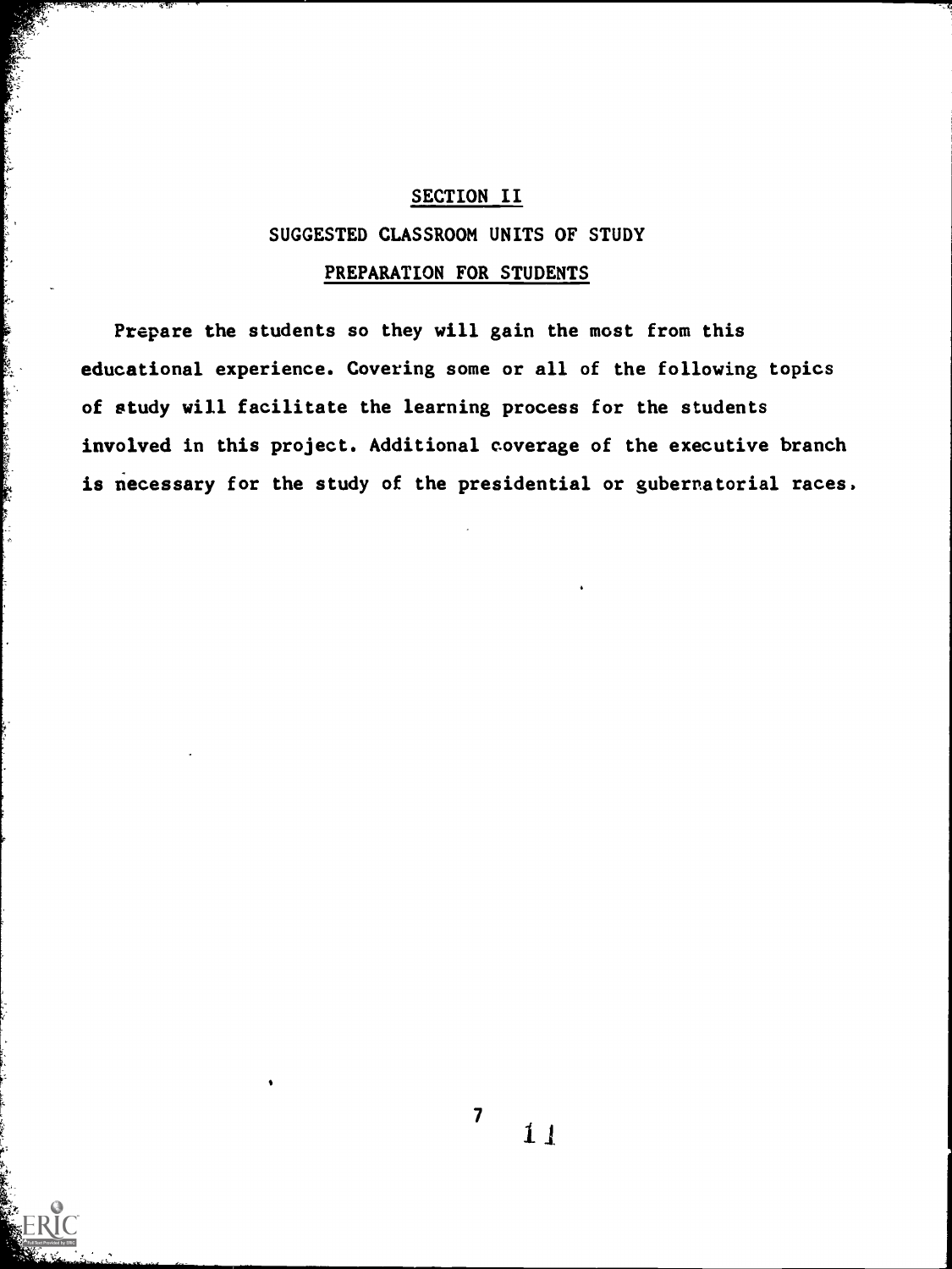# SECTION II

## SUGGESTED CLASSROOM UNITS OF STUDY

### PREPARATION FOR STUDENTS

Prepare the students so they will gain the most from this educational experience. Covering some or all of the following topics of study will facilitate the learning process for the students involved in this project. Additional coverage of the executive branch is necessary for the study of the presidential or gubernatorial races.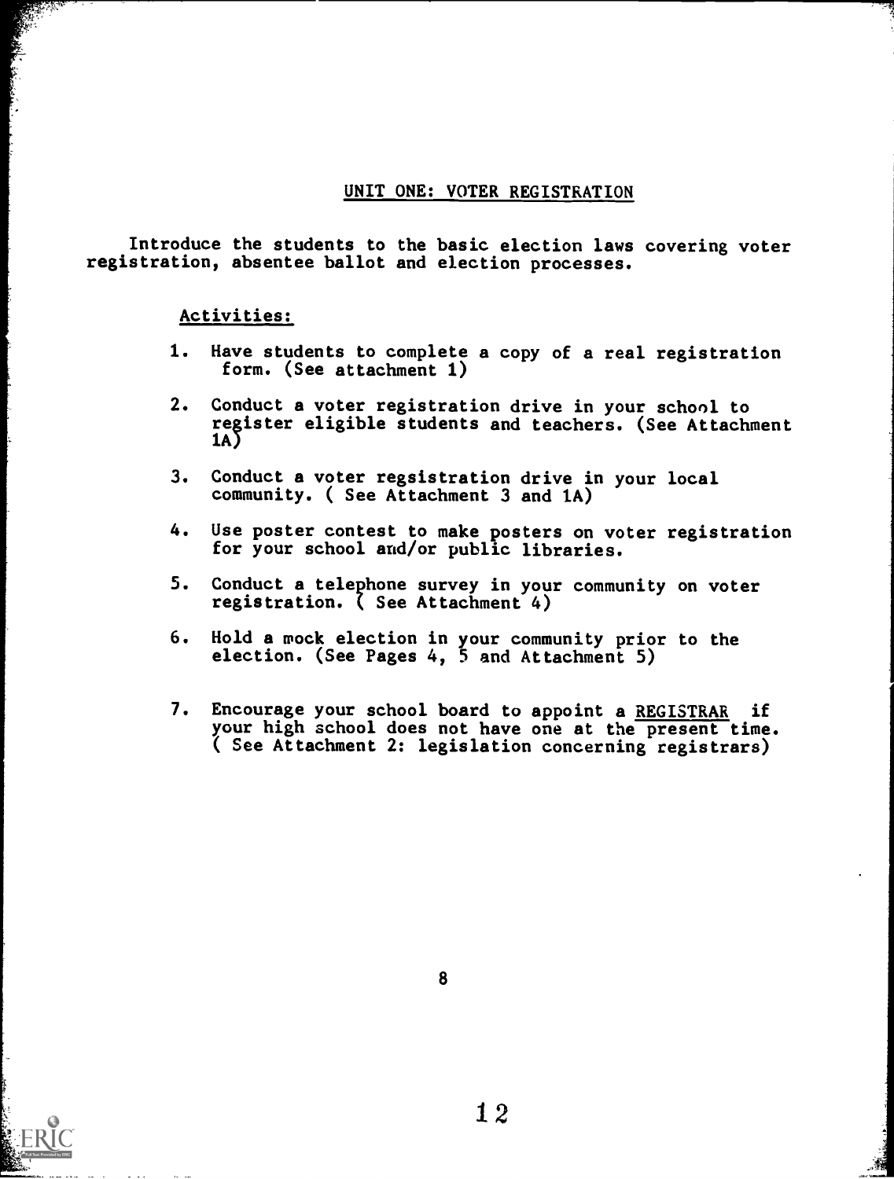## UNIT ONE: VOTER REGISTRATION

Introduce the students to the basic election laws covering voter registration, absentee ballot and election processes.

### Activities:

1. Have students to complete a copy of a real registration form. (See attachment 1)

2. Conduct a voter registration drive in your school to register eligible students and teachers. (See Attachment 1A)

3. Conduct a voter regsistration drive in your local community. ( See Attachment 3 and 1A)

4. Use poster contest to make posters on voter registration for your school and/or public libraries.

5. Conduct a telephone survey in your community on voter registration. ( See Attachment 4)

6. Hold a mock election in your community prior to the election. (See Pages 4, 5 and Attachment 5)

7. Encourage your school board to appoint a <u>REGISTRAR</u> if your high school does not have one at the present time. ( See Attachment 2: legislation concerning registrars)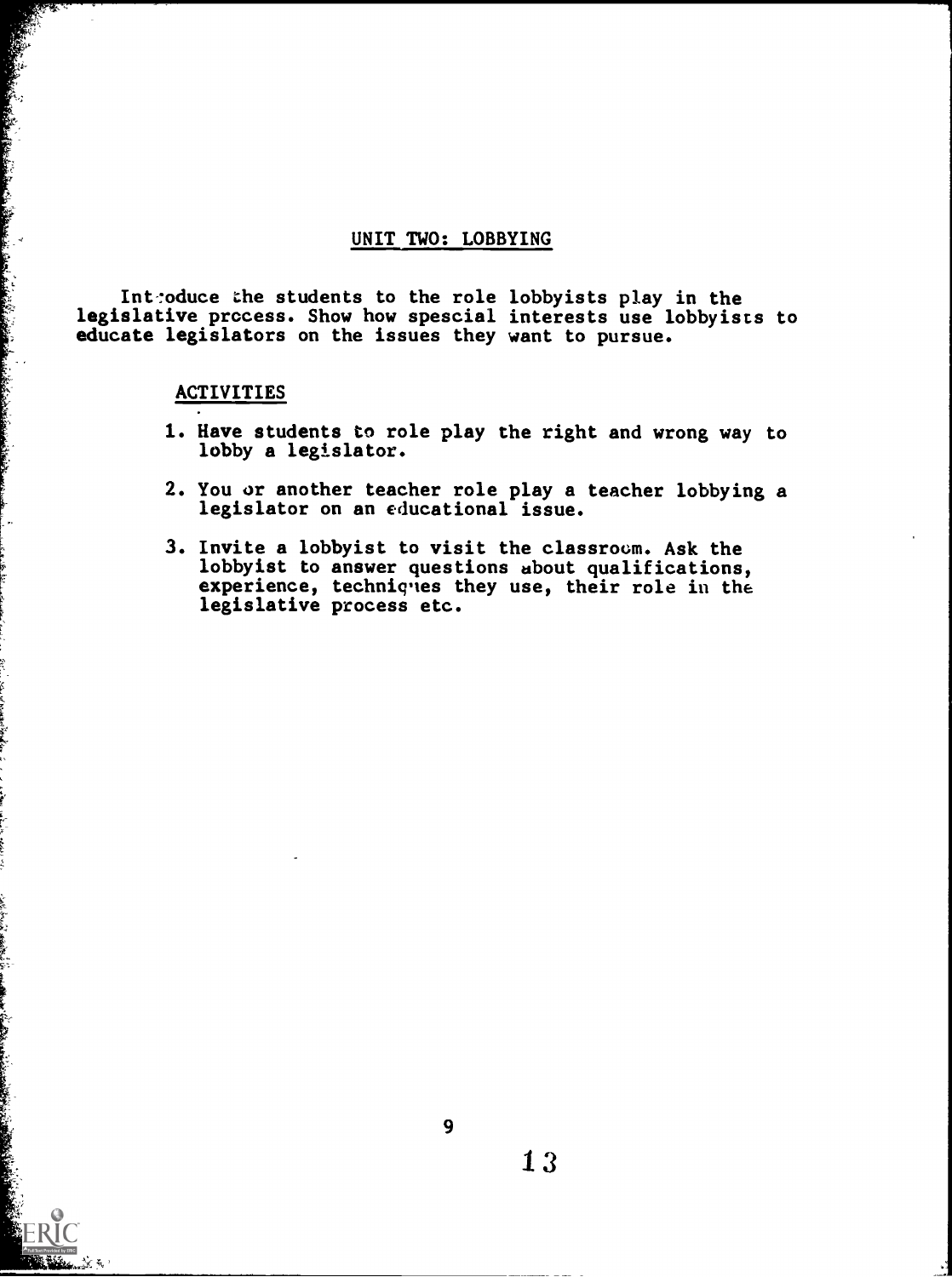## UNIT TWO: LOBBYING

Introduce the students to the role lobbyists play in the legislative process. Show how spescial interests use lobbyists to educate legislators on the issues they want to pursue.

### ACTIVITIES

1. Have students to role play the right and wrong way to lobby a legislator.
2. You or another teacher role play a teacher lobbying a legislator on an educational issue.
3. Invite a lobbyist to visit the classroom. Ask the lobbyist to answer questions about qualifications, experience, techniques they use, their role in the legislative process etc.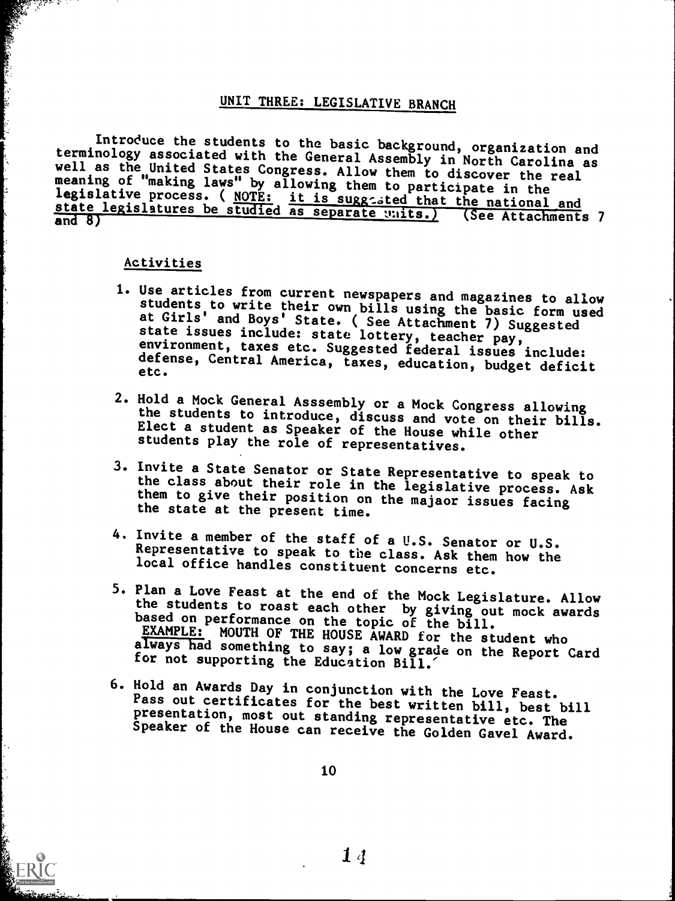## UNIT THREE: LEGISLATIVE BRANCH

Introduce the students to the basic background, organization and terminology associated with the General Assembly in North Carolina as well as the United States Congress. Allow them to discover the real meaning of "making laws" by allowing them to participate in the legislative process. ( NOTE: it is suggested that the national and state legislatures be studied as separate units.) (See Attachments 7 and 8)

### Activities

1. Use articles from current newspapers and magazines to allow students to write their own bills using the basic form used at Girls' and Boys' State. ( See Attachment 7) Suggested state issues include: state lottery, teacher pay, environment, taxes etc. Suggested federal issues include: defense, Central America, taxes, education, budget deficit etc.

2. Hold a Mock General Asssembly or a Mock Congress allowing the students to introduce, discuss and vote on their bills. Elect a student as Speaker of the House while other students play the role of representatives.

3. Invite a State Senator or State Representative to speak to the class about their role in the legislative process. Ask them to give their position on the majaor issues facing the state at the present time.

4. Invite a member of the staff of a U.S. Senator or U.S. Representative to speak to the class. Ask them how the local office handles constituent concerns etc.

5. Plan a Love Feast at the end of the Mock Legislature. Allow the students to roast each other by giving out mock awards based on performance on the topic of the bill.
   EXAMPLE: MOUTH OF THE HOUSE AWARD for the student who always had something to say; a low grade on the Report Card for not supporting the Education Bill.

6. Hold an Awards Day in conjunction with the Love Feast. Pass out certificates for the best written bill, best bill presentation, most out standing representative etc. The Speaker of the House can receive the Golden Gavel Award.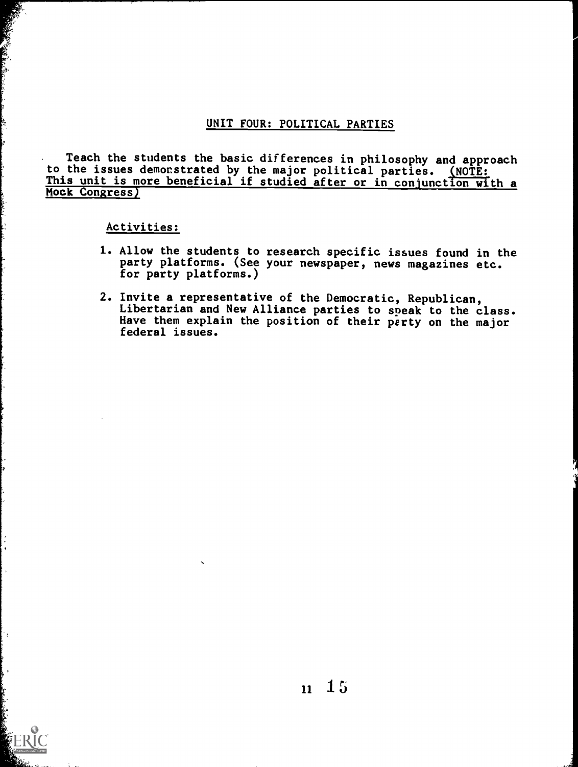## UNIT FOUR: POLITICAL PARTIES

Teach the students the basic differences in philosophy and approach to the issues demonstrated by the major political parties. (NOTE: This unit is more beneficial if studied after or in conjunction with a Mock Congress)

Activities:

1. Allow the students to research specific issues found in the party platforms. (See your newspaper, news magazines etc. for party platforms.)

2. Invite a representative of the Democratic, Republican, Libertarian and New Alliance parties to speak to the class. Have them explain the position of their party on the major federal issues.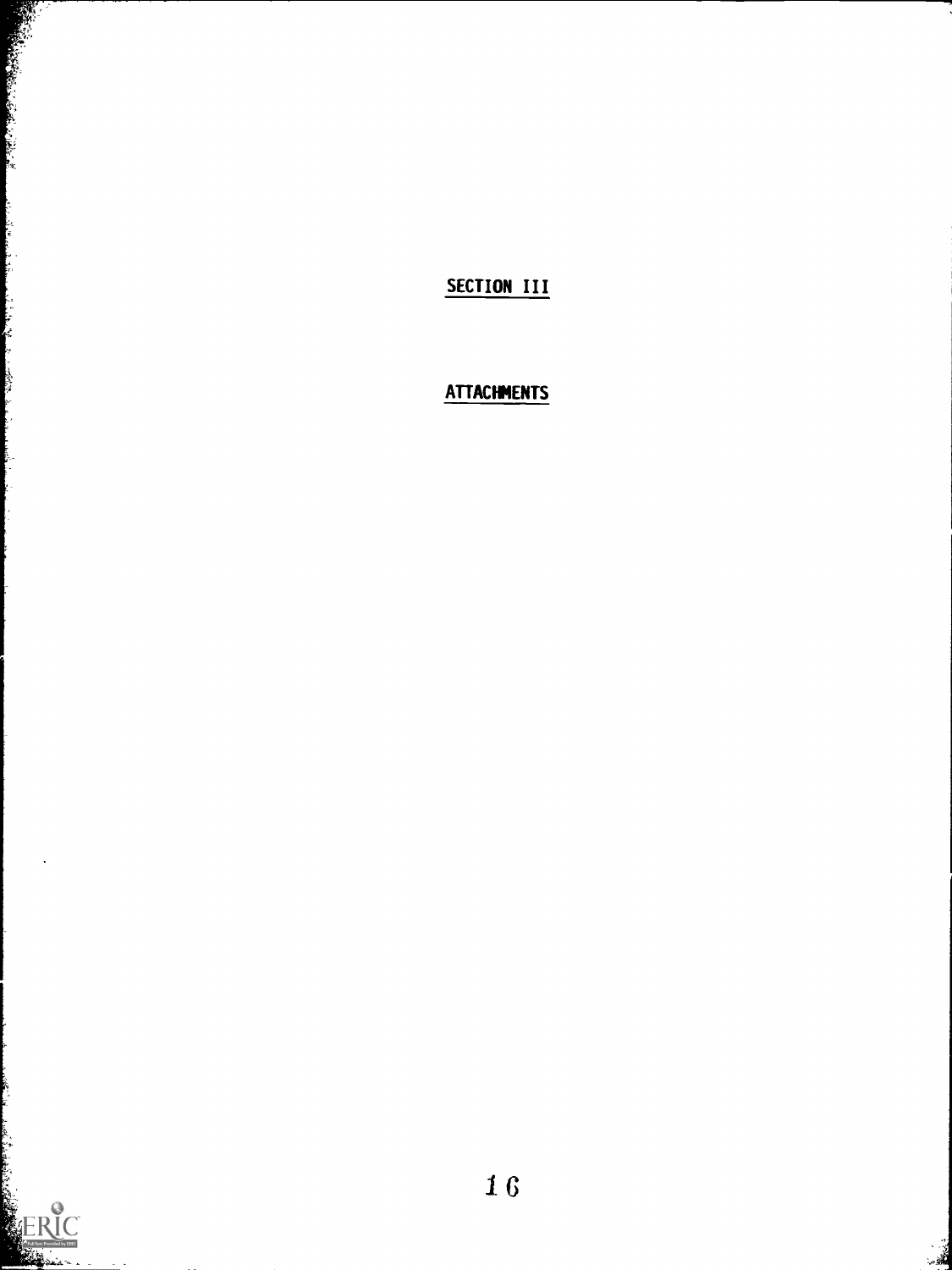# SECTION III

## ATTACHMENTS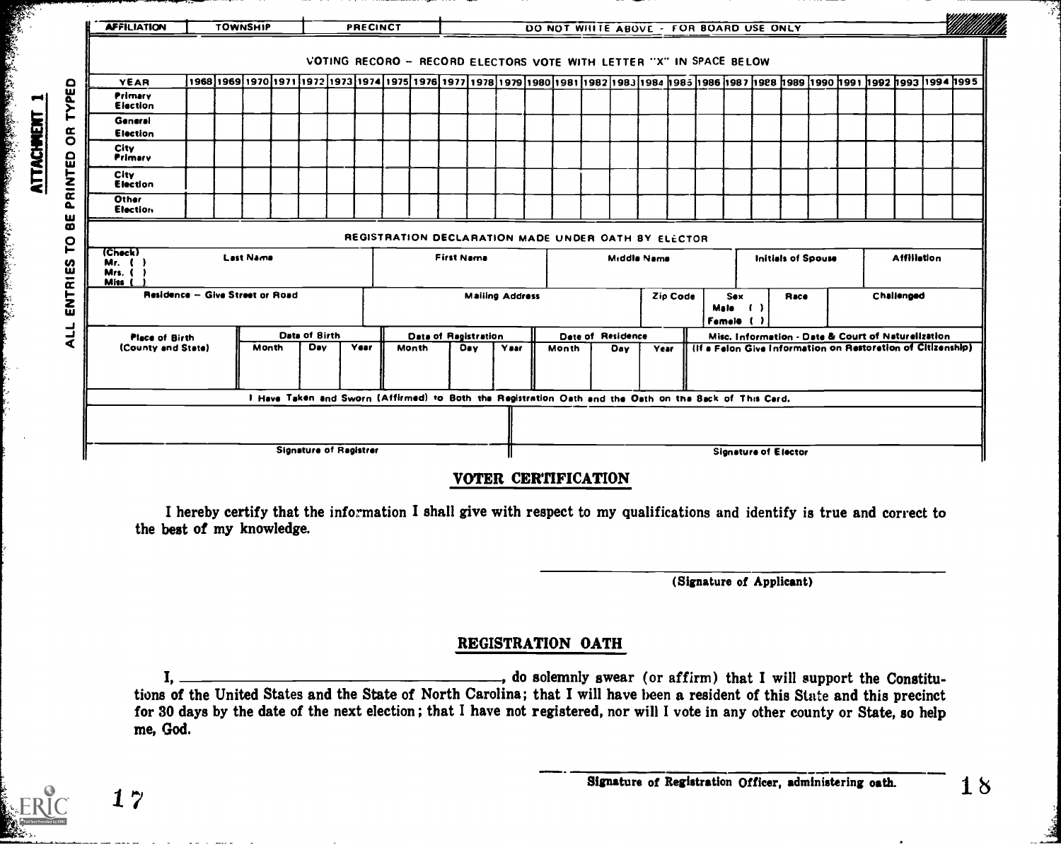ATTACHMENT 1

ALL ENTRIES TO BE PRINTED OR TYPED

| AFFILIATION | TOWNSHIP | PRECINCT | DO NOT WRITE ABOVE - FOR BOARD USE ONLY |
|---|---|---|---|
| | | | |

VOTING RECORD – RECORD ELECTORS VOTE WITH LETTER "X" IN SPACE BELOW

| YEAR | 1968 | 1969 | 1970 | 1971 | 1972 | 1973 | 1974 | 1975 | 1976 | 1977 | 1978 | 1979 | 1980 | 1981 | 1982 | 1983 | 1984 | 1985 | 1986 | 1987 | 1988 | 1989 | 1990 | 1991 | 1992 | 1993 | 1994 | 1995 |
|---|---|---|---|---|---|---|---|---|---|---|---|---|---|---|---|---|---|---|---|---|---|---|---|---|---|---|---|---|
| Primary Election | | | | | | | | | | | | | | | | | | | | | | | | | | | | |
| General Election | | | | | | | | | | | | | | | | | | | | | | | | | | | | |
| City Primary | | | | | | | | | | | | | | | | | | | | | | | | | | | | |
| City Election | | | | | | | | | | | | | | | | | | | | | | | | | | | | |
| Other Election | | | | | | | | | | | | | | | | | | | | | | | | | | | | |

REGISTRATION DECLARATION MADE UNDER OATH BY ELECTOR

| (Check) Mr. ( ) Mrs. ( ) Miss ( ) | Last Name | First Name | Middle Name | Initials of Spouse | Affiliation |
|---|---|---|---|---|---|
| | | | | | |

| Residence – Give Street or Road | Mailing Address | Zip Code | Sex Male ( ) Female ( ) | Race | Challenged |
|---|---|---|---|---|---|
| | | | | | |

| Place of Birth (County and State) | Date of Birth | | | Date of Registration | | | Date of Residence | | | Misc. Information - Date & Court of Naturalization (If a Felon Give Information on Restoration of Citizenship) |
|---|---|---|---|---|---|---|---|---|---|---|
| | Month | Day | Year | Month | Day | Year | Month | Day | Year | |

I Have Taken and Sworn (Affirmed) to Both the Registration Oath and the Oath on the Back of This Card.

| Signature of Registrar | Signature of Elector |
|---|---|
| | |

## VOTER CERTIFICATION

I hereby certify that the information I shall give with respect to my qualifications and identify is true and correct to the best of my knowledge.

\_\_\_\_\_\_\_\_\_\_\_\_\_\_\_\_\_\_\_\_\_\_\_\_\_\_\_\_\_\_
(Signature of Applicant)

## REGISTRATION OATH

I, \_\_\_\_\_\_\_\_\_\_\_\_\_\_\_\_\_\_\_\_\_\_\_\_\_\_\_\_\_\_, do solemnly swear (or affirm) that I will support the Constitutions of the United States and the State of North Carolina; that I will have been a resident of this State and this precinct for 30 days by the date of the next election; that I have not registered, nor will I vote in any other county or State, so help me, God.

\_\_\_\_\_\_\_\_\_\_\_\_\_\_\_\_\_\_\_\_\_\_\_\_\_\_\_\_\_\_
Signature of Registration Officer, administering oath.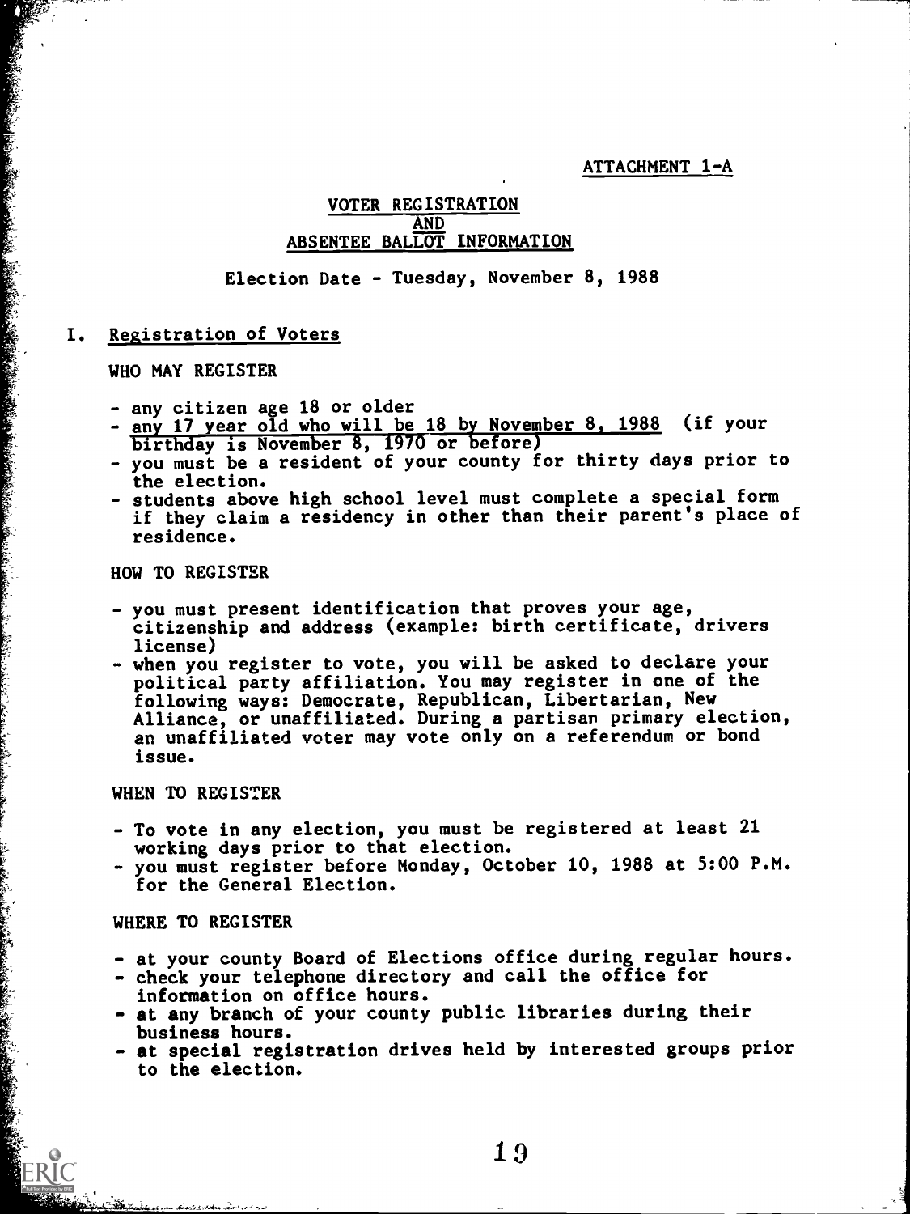ATTACHMENT 1-A

# VOTER REGISTRATION AND ABSENTEE BALLOT INFORMATION

Election Date - Tuesday, November 8, 1988

## I. Registration of Voters

### WHO MAY REGISTER

- any citizen age 18 or older
- any 17 year old who will be 18 by November 8, 1988 (if your birthday is November 8, 1970 or before)
- you must be a resident of your county for thirty days prior to the election.
- students above high school level must complete a special form if they claim a residency in other than their parent's place of residence.

### HOW TO REGISTER

- you must present identification that proves your age, citizenship and address (example: birth certificate, drivers license)
- when you register to vote, you will be asked to declare your political party affiliation. You may register in one of the following ways: Democrate, Republican, Libertarian, New Alliance, or unaffiliated. During a partisan primary election, an unaffiliated voter may vote only on a referendum or bond issue.

### WHEN TO REGISTER

- To vote in any election, you must be registered at least 21 working days prior to that election.
- you must register before Monday, October 10, 1988 at 5:00 P.M. for the General Election.

### WHERE TO REGISTER

- at your county Board of Elections office during regular hours.
- check your telephone directory and call the office for information on office hours.
- at any branch of your county public libraries during their business hours.
- at special registration drives held by interested groups prior to the election.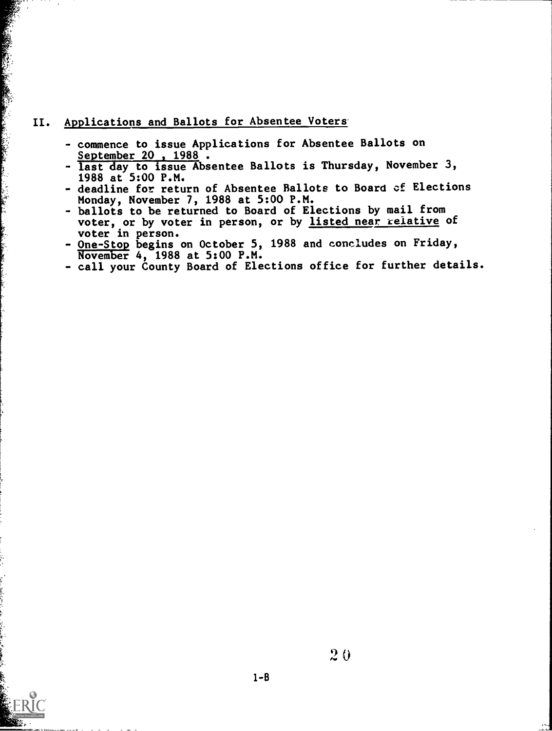## II. Applications and Ballots for Absentee Voters

- commence to issue Applications for Absentee Ballots on <u>September 20 , 1988</u> .
- last day to issue Absentee Ballots is Thursday, November 3, 1988 at 5:00 P.M.
- deadline for return of Absentee Ballots to Board of Elections Monday, November 7, 1988 at 5:00 P.M.
- ballots to be returned to Board of Elections by mail from voter, or by voter in person, or by <u>listed near relative</u> of voter in person.
- <u>One-Stop</u> begins on October 5, 1988 and concludes on Friday, November 4, 1988 at 5:00 P.M.
- call your County Board of Elections office for further details.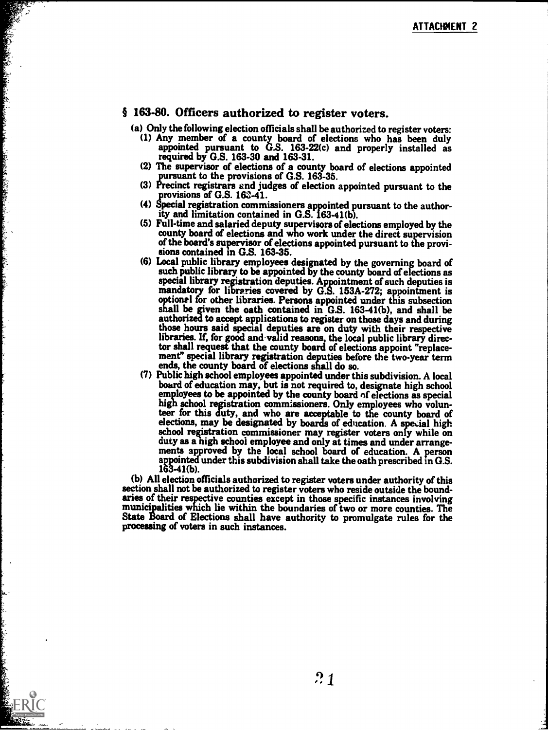ATTACHMENT 2

## § 163-80. Officers authorized to register voters.

(a) Only the following election officials shall be authorized to register voters:

(1) Any member of a county board of elections who has been duly appointed pursuant to G.S. 163-22(c) and properly installed as required by G.S. 163-30 and 163-31.

(2) The supervisor of elections of a county board of elections appointed pursuant to the provisions of G.S. 163-35.

(3) Precinct registrars and judges of election appointed pursuant to the provisions of G.S. 163-41.

(4) Special registration commissioners appointed pursuant to the authority and limitation contained in G.S. 163-41(b).

(5) Full-time and salaried deputy supervisors of elections employed by the county board of elections and who work under the direct supervision of the board's supervisor of elections appointed pursuant to the provisions contained in G.S. 163-35.

(6) Local public library employees designated by the governing board of such public library to be appointed by the county board of elections as special library registration deputies. Appointment of such deputies is mandatory for libraries covered by G.S. 153A-272; appointment is optional for other libraries. Persons appointed under this subsection shall be given the oath contained in G.S. 163-41(b), and shall be authorized to accept applications to register on those days and during those hours said special deputies are on duty with their respective libraries. If, for good and valid reasons, the local public library director shall request that the county board of elections appoint "replacement" special library registration deputies before the two-year term ends, the county board of elections shall do so.

(7) Public high school employees appointed under this subdivision. A local board of education may, but is not required to, designate high school employees to be appointed by the county board of elections as special high school registration commissioners. Only employees who volunteer for this duty, and who are acceptable to the county board of elections, may be designated by boards of education. A special high school registration commissioner may register voters only while on duty as a high school employee and only at times and under arrangements approved by the local school board of education. A person appointed under this subdivision shall take the oath prescribed in G.S. 163-41(b).

(b) All election officials authorized to register voters under authority of this section shall not be authorized to register voters who reside outside the boundaries of their respective counties except in those specific instances involving municipalities which lie within the boundaries of two or more counties. The State Board of Elections shall have authority to promulgate rules for the processing of voters in such instances.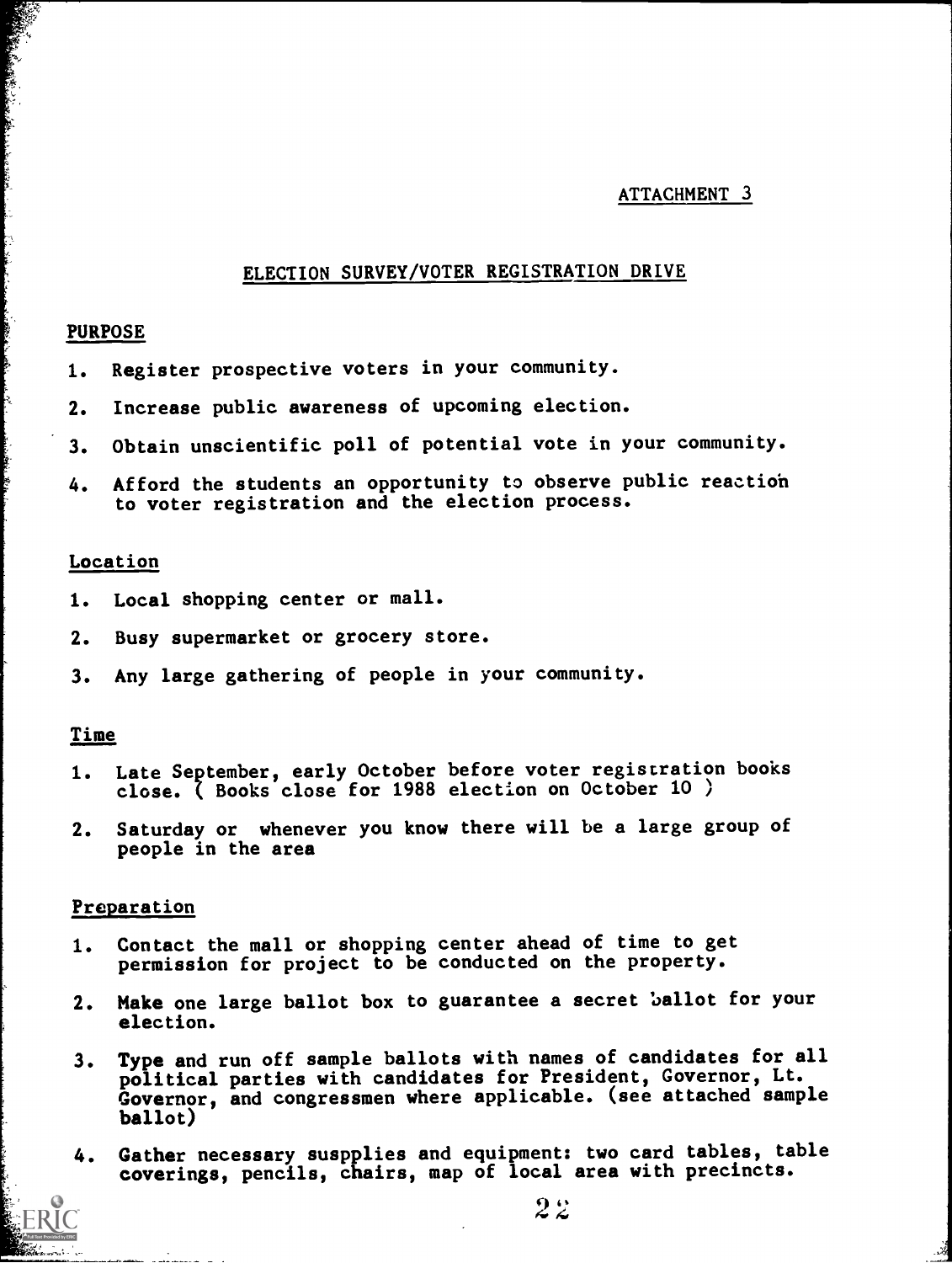ATTACHMENT 3

## ELECTION SURVEY/VOTER REGISTRATION DRIVE

### PURPOSE

1. Register prospective voters in your community.
2. Increase public awareness of upcoming election.
3. Obtain unscientific poll of potential vote in your community.
4. Afford the students an opportunity to observe public reaction to voter registration and the election process.

### Location

1. Local shopping center or mall.
2. Busy supermarket or grocery store.
3. Any large gathering of people in your community.

### Time

1. Late September, early October before voter registration books close. ( Books close for 1988 election on October 10 )
2. Saturday or whenever you know there will be a large group of people in the area

### Preparation

1. Contact the mall or shopping center ahead of time to get permission for project to be conducted on the property.
2. Make one large ballot box to guarantee a secret ballot for your election.
3. Type and run off sample ballots with names of candidates for all political parties with candidates for President, Governor, Lt. Governor, and congressmen where applicable. (see attached sample ballot)
4. Gather necessary suspplies and equipment: two card tables, table coverings, pencils, chairs, map of local area with precincts.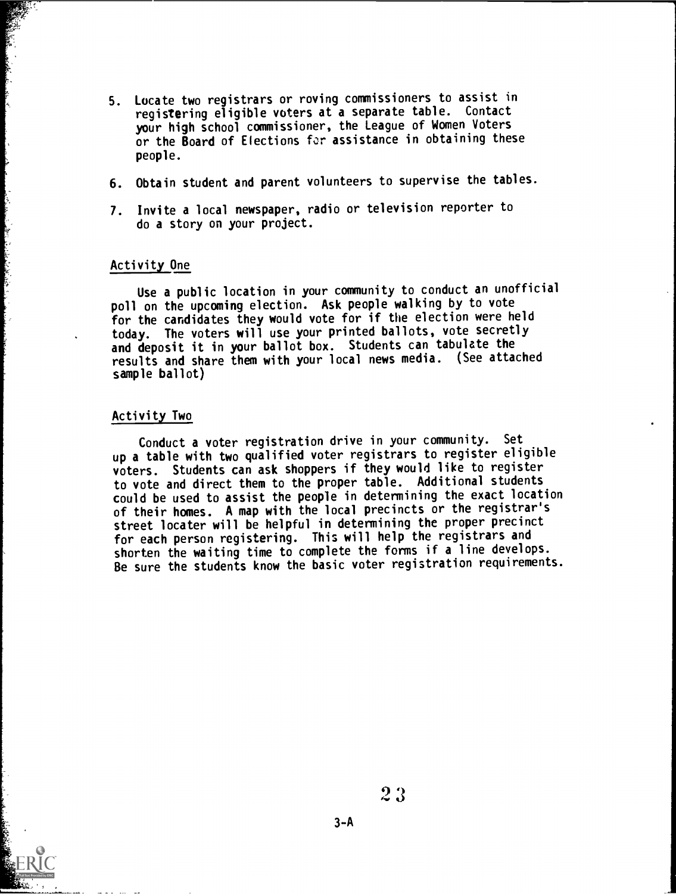5. Locate two registrars or roving commissioners to assist in registering eligible voters at a separate table. Contact your high school commissioner, the League of Women Voters or the Board of Elections for assistance in obtaining these people.

6. Obtain student and parent volunteers to supervise the tables.

7. Invite a local newspaper, radio or television reporter to do a story on your project.

## Activity One

Use a public location in your community to conduct an unofficial poll on the upcoming election. Ask people walking by to vote for the candidates they would vote for if the election were held today. The voters will use your printed ballots, vote secretly and deposit it in your ballot box. Students can tabulate the results and share them with your local news media. (See attached sample ballot)

## Activity Two

Conduct a voter registration drive in your community. Set up a table with two qualified voter registrars to register eligible voters. Students can ask shoppers if they would like to register to vote and direct them to the proper table. Additional students could be used to assist the people in determining the exact location of their homes. A map with the local precincts or the registrar's street locater will be helpful in determining the proper precinct for each person registering. This will help the registrars and shorten the waiting time to complete the forms if a line develops. Be sure the students know the basic voter registration requirements.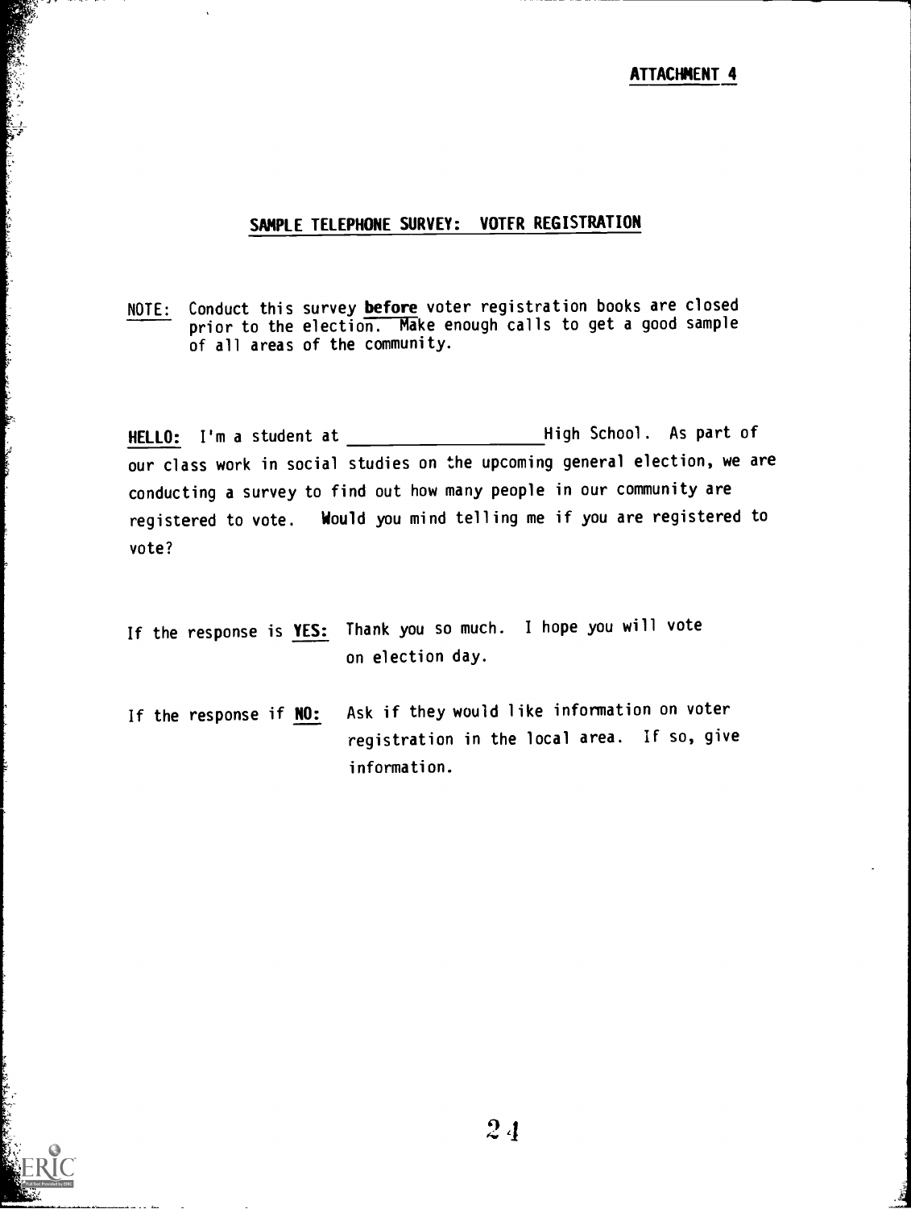ATTACHMENT 4

## SAMPLE TELEPHONE SURVEY: VOTER REGISTRATION

NOTE: Conduct this survey **before** voter registration books are closed prior to the election. Make enough calls to get a good sample of all areas of the community.

**HELLO:** I'm a student at ____________________ High School. As part of our class work in social studies on the upcoming general election, we are conducting a survey to find out how many people in our community are registered to vote. Would you mind telling me if you are registered to vote?

If the response is **YES:** Thank you so much. I hope you will vote on election day.

If the response if **NO:** Ask if they would like information on voter registration in the local area. If so, give information.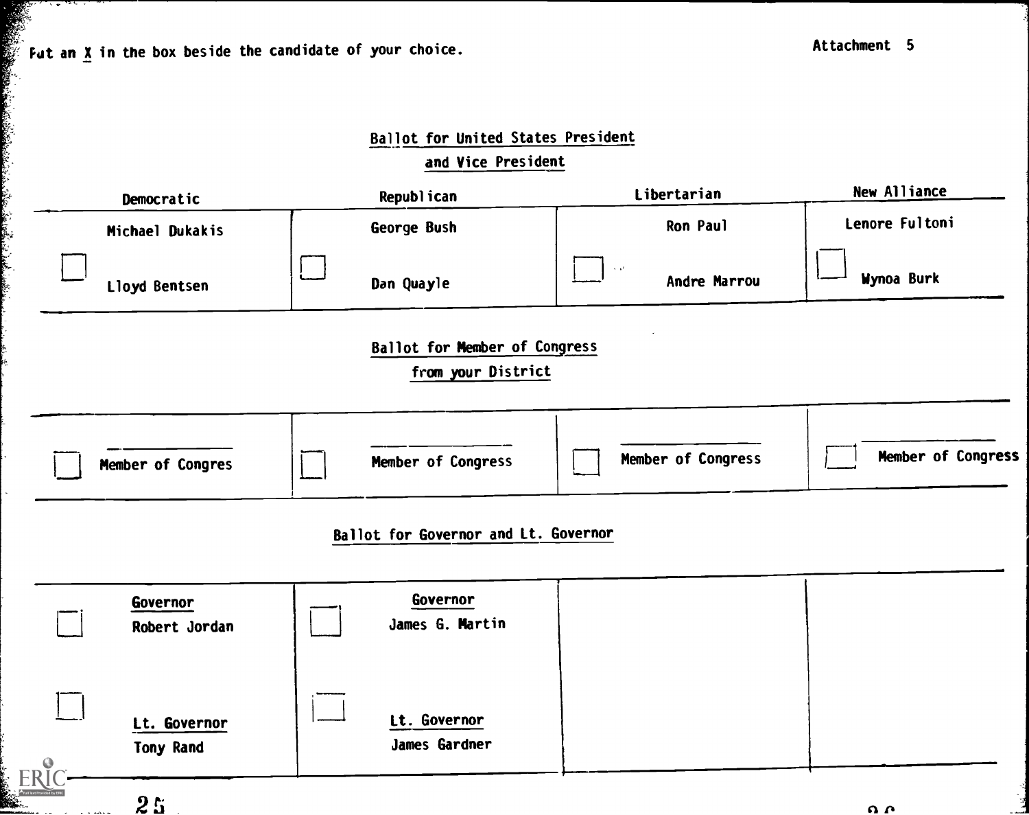Put an X in the box beside the candidate of your choice.

Attachment 5

## Ballot for United States President and Vice President

| Democratic | Republican | Libertarian | New Alliance |
|---|---|---|---|
| Michael Dukakis<br>☐<br>Lloyd Bentsen | George Bush<br>☐<br>Dan Quayle | Ron Paul<br>☐<br>Andre Marrou | Lenore Fultoni<br>☐<br>Wynoa Burk |

## Ballot for Member of Congress from your District

| | | | |
|---|---|---|---|
| ☐ ________<br>Member of Congres | ☐ ________<br>Member of Congress | ☐ ________<br>Member of Congress | ☐ ________<br>Member of Congress |

## Ballot for Governor and Lt. Governor

| | | | |
|---|---|---|---|
| ☐ **Governor**<br>Robert Jordan | ☐ **Governor**<br>James G. Martin | | |
| ☐ **Lt. Governor**<br>Tony Rand | ☐ **Lt. Governor**<br>James Gardner | | |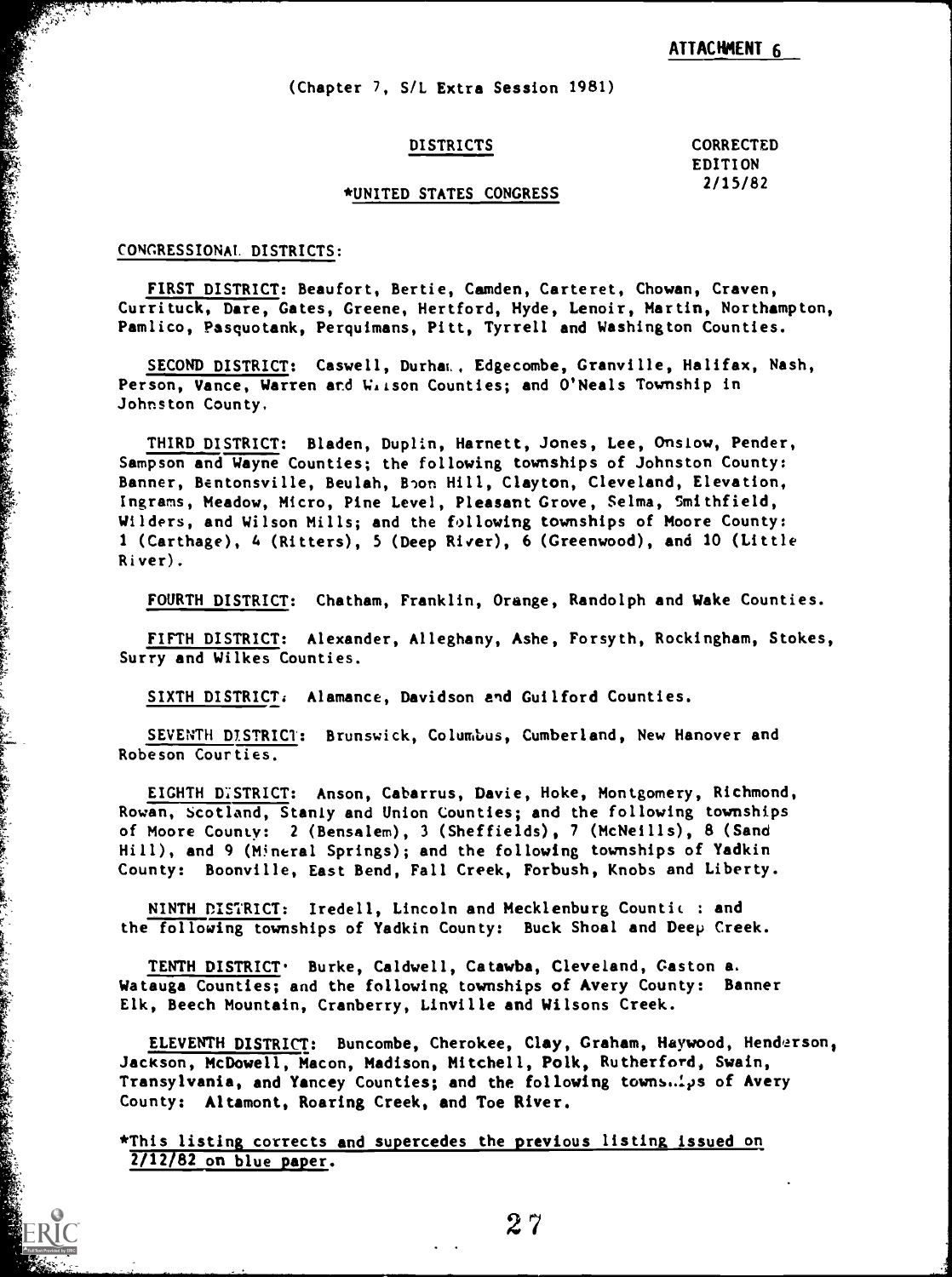ATTACHMENT 6

(Chapter 7, S/L Extra Session 1981)

DISTRICTS

CORRECTED EDITION 2/15/82

*UNITED STATES CONGRESS

CONGRESSIONAL DISTRICTS:

FIRST DISTRICT: Beaufort, Bertie, Camden, Carteret, Chowan, Craven, Currituck, Dare, Gates, Greene, Hertford, Hyde, Lenoir, Martin, Northampton, Pamlico, Pasquotank, Perquimans, Pitt, Tyrrell and Washington Counties.

SECOND DISTRICT: Caswell, Durham, Edgecombe, Granville, Halifax, Nash, Person, Vance, Warren and Wilson Counties; and O'Neals Township in Johnston County.

THIRD DISTRICT: Bladen, Duplin, Harnett, Jones, Lee, Onslow, Pender, Sampson and Wayne Counties; the following townships of Johnston County: Banner, Bentonsville, Beulah, Boon Hill, Clayton, Cleveland, Elevation, Ingrams, Meadow, Micro, Pine Level, Pleasant Grove, Selma, Smithfield, Wilders, and Wilson Mills; and the following townships of Moore County: 1 (Carthage), 4 (Ritters), 5 (Deep River), 6 (Greenwood), and 10 (Little River).

FOURTH DISTRICT: Chatham, Franklin, Orange, Randolph and Wake Counties.

FIFTH DISTRICT: Alexander, Alleghany, Ashe, Forsyth, Rockingham, Stokes, Surry and Wilkes Counties.

SIXTH DISTRICT: Alamance, Davidson and Guilford Counties.

SEVENTH DISTRICT: Brunswick, Columbus, Cumberland, New Hanover and Robeson Counties.

EIGHTH DISTRICT: Anson, Cabarrus, Davie, Hoke, Montgomery, Richmond, Rowan, Scotland, Stanly and Union Counties; and the following townships of Moore County: 2 (Bensalem), 3 (Sheffields), 7 (McNeills), 8 (Sand Hill), and 9 (Mineral Springs); and the following townships of Yadkin County: Boonville, East Bend, Fall Creek, Forbush, Knobs and Liberty.

NINTH DISTRICT: Iredell, Lincoln and Mecklenburg Counties; and the following townships of Yadkin County: Buck Shoal and Deep Creek.

TENTH DISTRICT: Burke, Caldwell, Catawba, Cleveland, Gaston and Watauga Counties; and the following townships of Avery County: Banner Elk, Beech Mountain, Cranberry, Linville and Wilsons Creek.

ELEVENTH DISTRICT: Buncombe, Cherokee, Clay, Graham, Haywood, Henderson, Jackson, McDowell, Macon, Madison, Mitchell, Polk, Rutherford, Swain, Transylvania, and Yancey Counties; and the following townships of Avery County: Altamont, Roaring Creek, and Toe River.

*This listing corrects and supercedes the previous listing issued on 2/12/82 on blue paper.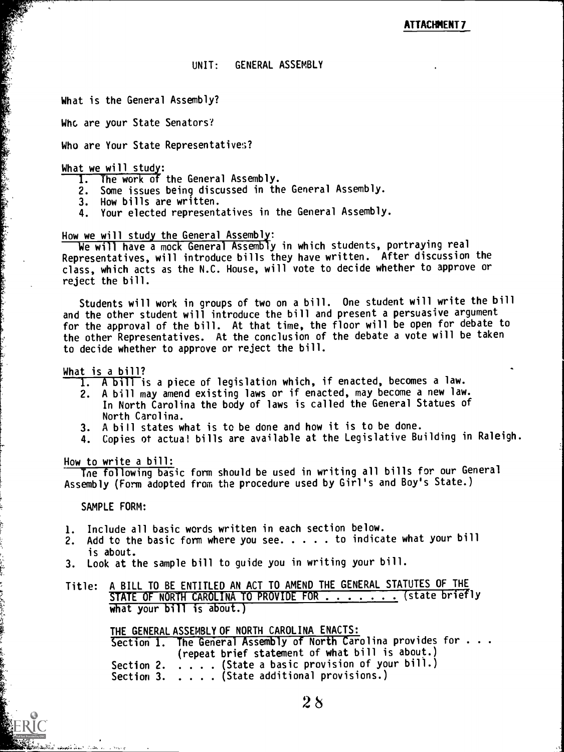ATTACHMENT 7

# UNIT: GENERAL ASSEMBLY

What is the General Assembly?

Who are your State Senators?

Who are Your State Representatives?

What we will study:

1. The work of the General Assembly.
2. Some issues being discussed in the General Assembly.
3. How bills are written.
4. Your elected representatives in the General Assembly.

How we will study the General Assembly:

We will have a mock General Assembly in which students, portraying real Representatives, will introduce bills they have written. After discussion the class, which acts as the N.C. House, will vote to decide whether to approve or reject the bill.

Students will work in groups of two on a bill. One student will write the bill and the other student will introduce the bill and present a persuasive argument for the approval of the bill. At that time, the floor will be open for debate to the other Representatives. At the conclusion of the debate a vote will be taken to decide whether to approve or reject the bill.

What is a bill?

1. A bill is a piece of legislation which, if enacted, becomes a law.
2. A bill may amend existing laws or if enacted, may become a new law. In North Carolina the body of laws is called the General Statues of North Carolina.
3. A bill states what is to be done and how it is to be done.
4. Copies of actual bills are available at the Legislative Building in Raleigh.

How to write a bill:

The following basic form should be used in writing all bills for our General Assembly (Form adopted from the procedure used by Girl's and Boy's State.)

SAMPLE FORM:

1. Include all basic words written in each section below.
2. Add to the basic form where you see. . . . . to indicate what your bill is about.
3. Look at the sample bill to guide you in writing your bill.

Title: A BILL TO BE ENTITLED AN ACT TO AMEND THE GENERAL STATUTES OF THE STATE OF NORTH CAROLINA TO PROVIDE FOR . . . . . . . (state briefly what your bill is about.)

THE GENERAL ASSEMBLY OF NORTH CAROLINA ENACTS:

Section 1. The General Assembly of North Carolina provides for . . . (repeat brief statement of what bill is about.)

Section 2. . . . . (State a basic provision of your bill.)

Section 3. . . . . (State additional provisions.)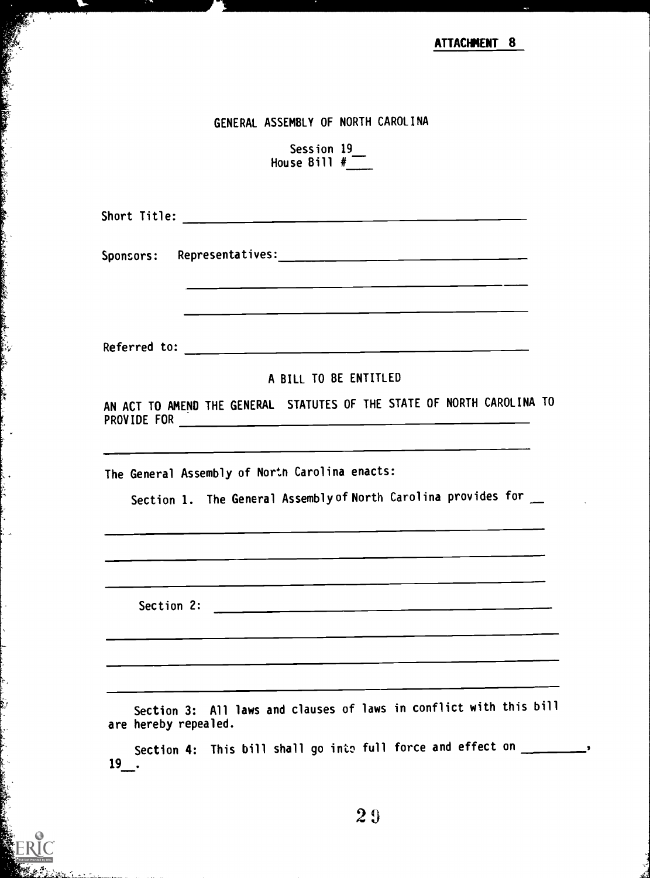**ATTACHMENT 8**

GENERAL ASSEMBLY OF NORTH CAROLINA

Session 19__
House Bill #___

Short Title: ____________________________________________

Sponsors: Representatives: ____________________________________________

____________________________________________

____________________________________________

Referred to: ____________________________________________

A BILL TO BE ENTITLED

AN ACT TO AMEND THE GENERAL STATUTES OF THE STATE OF NORTH CAROLINA TO PROVIDE FOR ____________________________________________

____________________________________________

The General Assembly of North Carolina enacts:

Section 1. The General Assembly of North Carolina provides for __

____________________________________________

____________________________________________

____________________________________________

Section 2: ____________________________________________

____________________________________________

____________________________________________

____________________________________________

Section 3: All laws and clauses of laws in conflict with this bill are hereby repealed.

Section 4: This bill shall go into full force and effect on ________, 19__.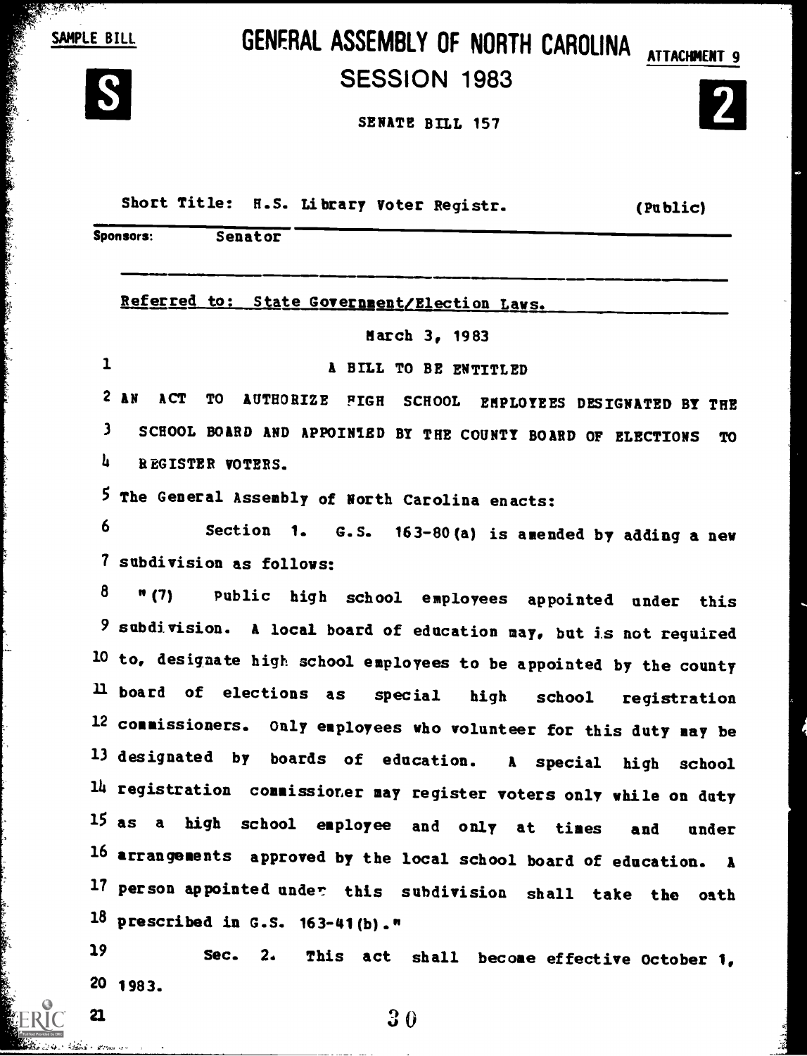SAMPLE BILL

# GENERAL ASSEMBLY OF NORTH CAROLINA

ATTACHMENT 9

**S**

## SESSION 1983

**2**

SENATE BILL 157

Short Title: H.S. Library Voter Registr. (Public)

Sponsors: Senator

Referred to: State Government/Election Laws.

March 3, 1983

1 A BILL TO BE ENTITLED

2 AN ACT TO AUTHORIZE HIGH SCHOOL EMPLOYEES DESIGNATED BY THE
3 SCHOOL BOARD AND APPOINTED BY THE COUNTY BOARD OF ELECTIONS TO
4 REGISTER VOTERS.

5 The General Assembly of North Carolina enacts:

6 Section 1. G.S. 163-80(a) is amended by adding a new
7 subdivision as follows:

8 "(7) Public high school employees appointed under this
9 subdivision. A local board of education may, but is not required
10 to, designate high school employees to be appointed by the county
11 board of elections as special high school registration
12 commissioners. Only employees who volunteer for this duty may be
13 designated by boards of education. A special high school
14 registration commissioner may register voters only while on duty
15 as a high school employee and only at times and under
16 arrangements approved by the local school board of education. A
17 person appointed under this subdivision shall take the oath
18 prescribed in G.S. 163-41(b)."

19 Sec. 2. This act shall become effective October 1,
20 1983.

21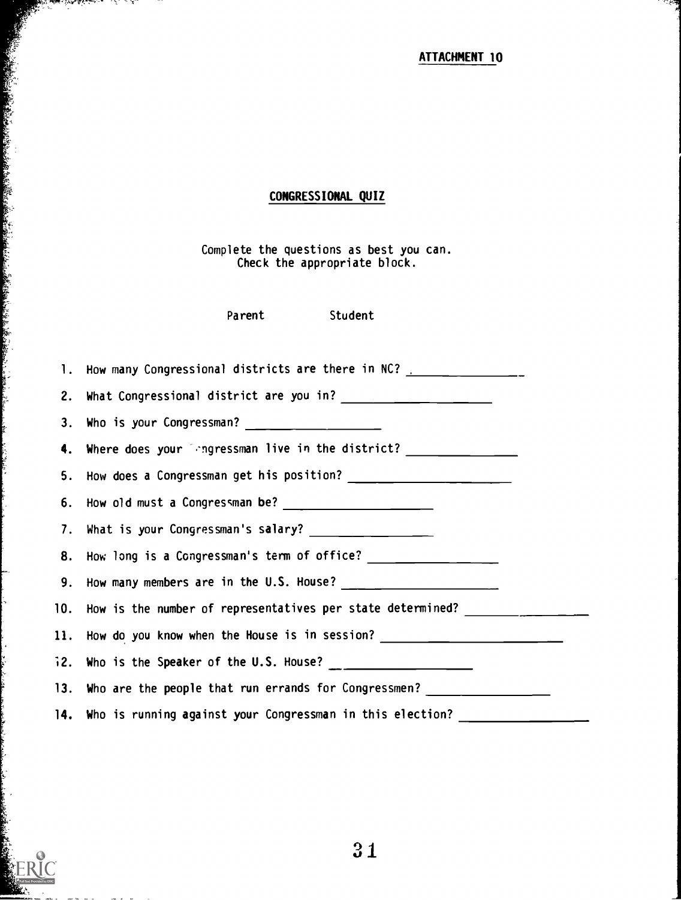ATTACHMENT 10

## CONGRESSIONAL QUIZ

Complete the questions as best you can.
Check the appropriate block.

Parent Student

1. How many Congressional districts are there in NC? ________________
2. What Congressional district are you in? ____________________
3. Who is your Congressman? ___________________
4. Where does your Congressman live in the district? _______________
5. How does a Congressman get his position? ______________________
6. How old must a Congressman be? ____________________
7. What is your Congressman's salary? ________________
8. How long is a Congressman's term of office? _________________
9. How many members are in the U.S. House? ____________________
10. How is the number of representatives per state determined? _________________
11. How do you know when the House is in session? _________________________
12. Who is the Speaker of the U.S. House? ___________________
13. Who are the people that run errands for Congressmen? ________________
14. Who is running against your Congressman in this election? _________________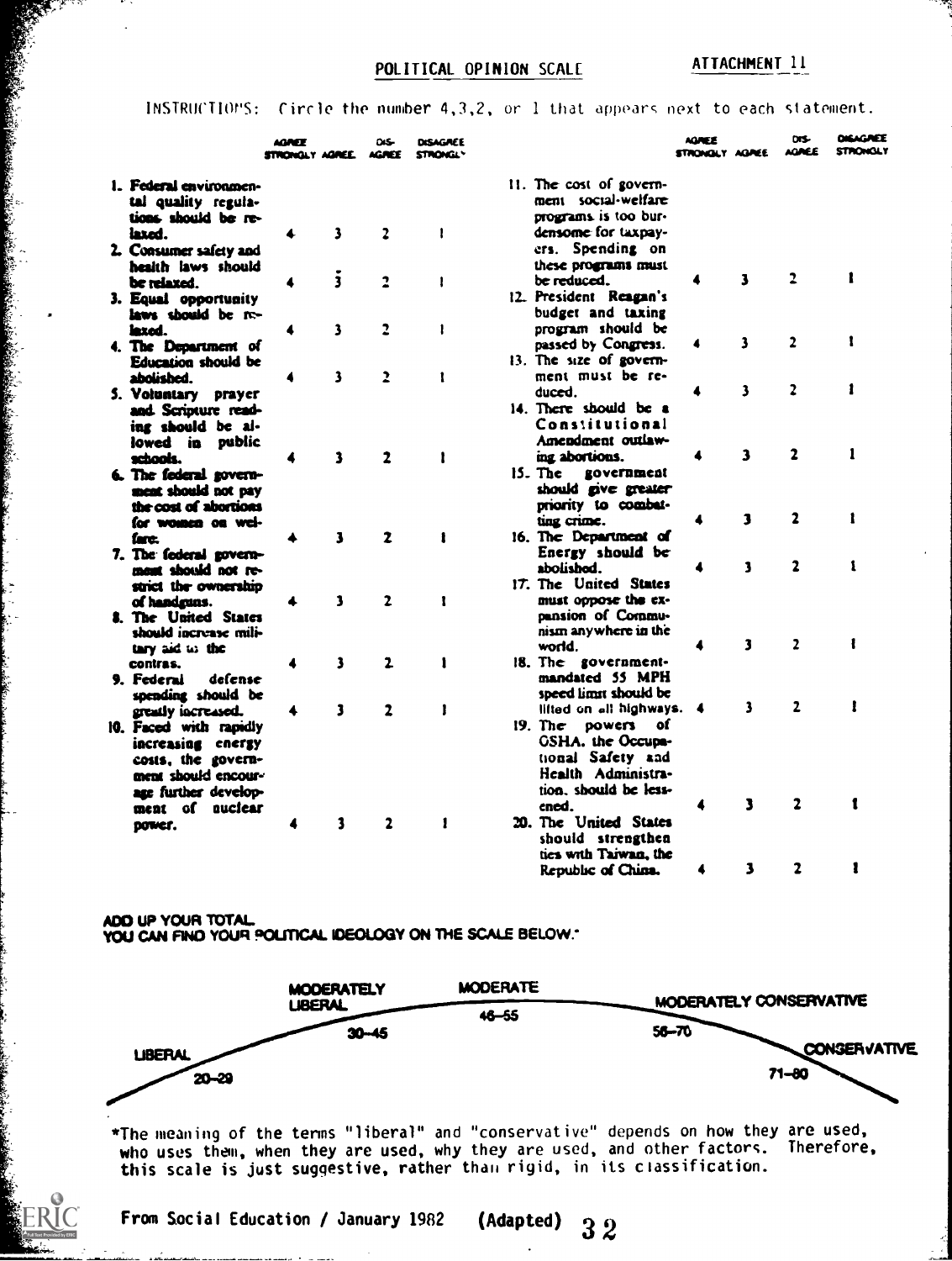## POLITICAL OPINION SCALE

ATTACHMENT 11

INSTRUCTIONS: Circle the number 4,3,2, or 1 that appears next to each statement.

| Statement | Agree Strongly | Agree | Disagree | Disagree Strongly |
|---|---|---|---|---|
| 1. Federal environmental quality regulations should be relaxed. | 4 | 3 | 2 | 1 |
| 2. Consumer safety and health laws should be relaxed. | 4 | 3 | 2 | 1 |
| 3. Equal opportunity laws should be relaxed. | 4 | 3 | 2 | 1 |
| 4. The Department of Education should be abolished. | 4 | 3 | 2 | 1 |
| 5. Voluntary prayer and Scripture reading should be allowed in public schools. | 4 | 3 | 2 | 1 |
| 6. The federal government should not pay the cost of abortions for women on welfare. | 4 | 3 | 2 | 1 |
| 7. The federal government should not restrict the ownership of handguns. | 4 | 3 | 2 | 1 |
| 8. The United States should increase military aid to the contras. | 4 | 3 | 2 | 1 |
| 9. Federal defense spending should be greatly increased. | 4 | 3 | 2 | 1 |
| 10. Faced with rapidly increasing energy costs, the government should encourage further development of nuclear power. | 4 | 3 | 2 | 1 |
| 11. The cost of government social-welfare programs is too burdensome for taxpayers. Spending on these programs must be reduced. | 4 | 3 | 2 | 1 |
| 12. President Reagan's budget and taxing program should be passed by Congress. | 4 | 3 | 2 | 1 |
| 13. The size of government must be reduced. | 4 | 3 | 2 | 1 |
| 14. There should be a Constitutional Amendment outlawing abortions. | 4 | 3 | 2 | 1 |
| 15. The government should give greater priority to combating crime. | 4 | 3 | 2 | 1 |
| 16. The Department of Energy should be abolished. | 4 | 3 | 2 | 1 |
| 17. The United States must oppose the expansion of Communism anywhere in the world. | 4 | 3 | 2 | 1 |
| 18. The government-mandated 55 MPH speed limit should be lifted on all highways. | 4 | 3 | 2 | 1 |
| 19. The powers of OSHA, the Occupational Safety and Health Administration, should be lessened. | 4 | 3 | 2 | 1 |
| 20. The United States should strengthen ties with Taiwan, the Republic of China. | 4 | 3 | 2 | 1 |

**ADD UP YOUR TOTAL.**
**YOU CAN FIND YOUR POLITICAL IDEOLOGY ON THE SCALE BELOW.***

| LIBERAL | MODERATELY LIBERAL | MODERATE | MODERATELY CONSERVATIVE | CONSERVATIVE |
|---|---|---|---|---|
| 20–29 | 30–45 | 46–55 | 56–70 | 71–80 |

*The meaning of the terms "liberal" and "conservative" depends on how they are used, who uses them, when they are used, why they are used, and other factors. Therefore, this scale is just suggestive, rather than rigid, in its classification.

From Social Education / January 1982 (Adapted)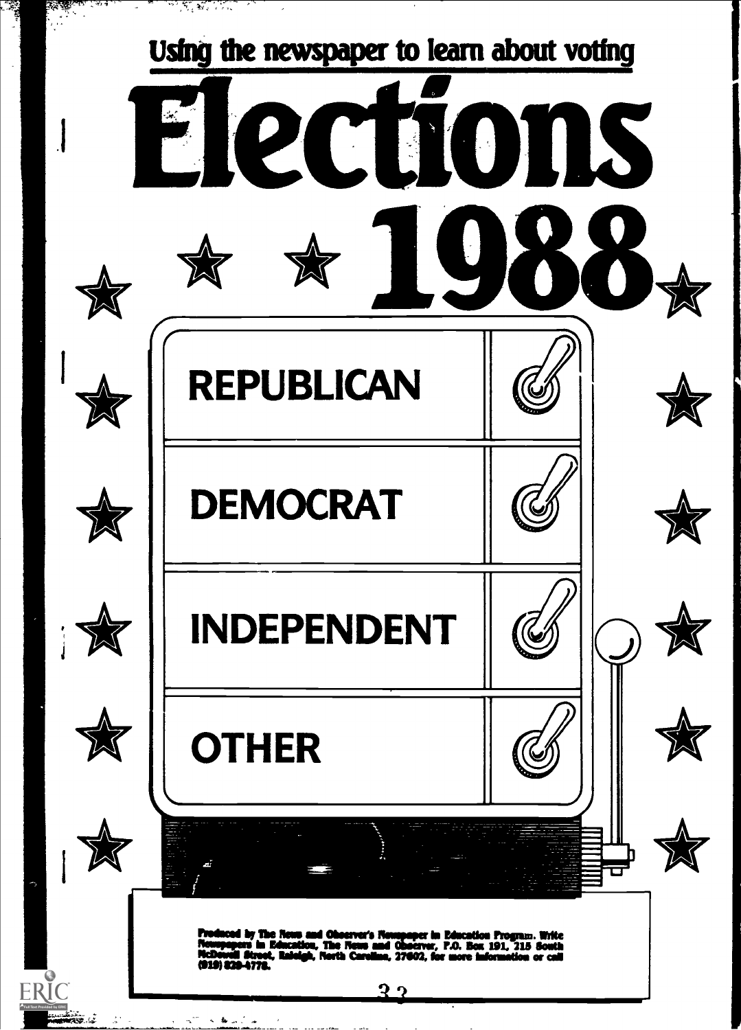## Using the newspaper to learn about voting

# Elections 1988

REPUBLICAN

DEMOCRAT

INDEPENDENT

OTHER

Produced by The News and Observer's Newspaper in Education Program. Write Newspapers in Education, The News and Observer, P.O. Box 191, 215 South McDowell Street, Raleigh, North Carolina, 27602, for more information or call (919) 829-4778.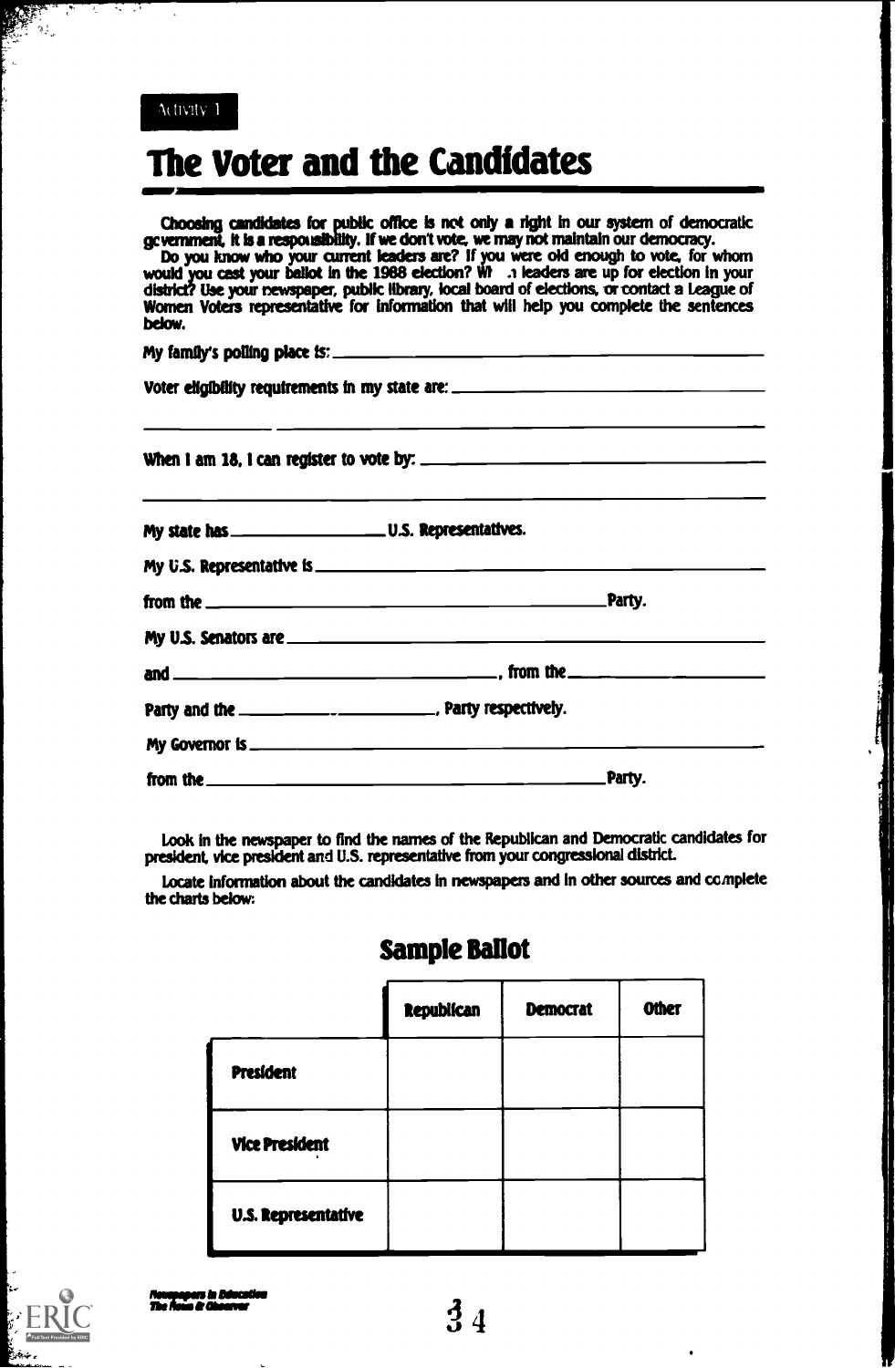Activity 1

# The Voter and the Candidates

Choosing candidates for public office is not only a right in our system of democratic government, it is a responsibility. If we don't vote, we may not maintain our democracy.

Do you know who your current leaders are? If you were old enough to vote, for whom would you cast your ballot in the 1988 election? What leaders are up for election in your district? Use your newspaper, public library, local board of elections, or contact a League of Women Voters representative for information that will help you complete the sentences below.

My family's polling place is: ______________________________

Voter eligibility requirements in my state are: ______________________________

______________________________

When I am 18, I can register to vote by: ______________________________

______________________________

My state has ______________ U.S. Representatives.

My U.S. Representative is ______________________________

from the ______________________________ Party.

My U.S. Senators are ______________________________

and ______________________________, from the ______________

Party and the ______________, Party respectively.

My Governor is ______________________________

from the ______________________________ Party.

Look in the newspaper to find the names of the Republican and Democratic candidates for president, vice president and U.S. representative from your congressional district.

Locate information about the candidates in newspapers and in other sources and complete the charts below:

## Sample Ballot

| | Republican | Democrat | Other |
|---|---|---|---|
| President | | | |
| Vice President | | | |
| U.S. Representative | | | |

*Newspapers in Education*
*The News & Observer*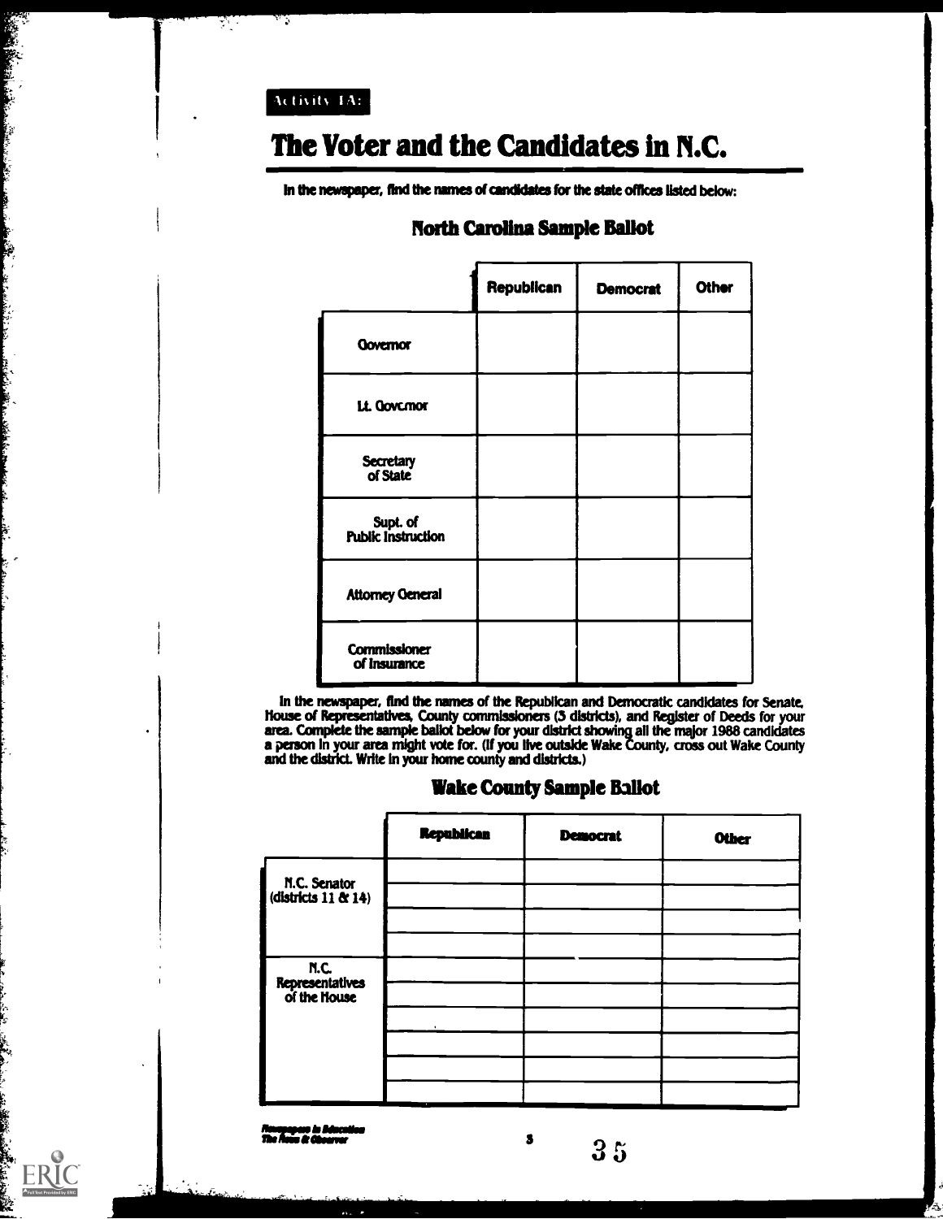Activity 1A:

# The Voter and the Candidates in N.C.

**In the newspaper, find the names of candidates for the state offices listed below:**

## North Carolina Sample Ballot

| | Republican | Democrat | Other |
|---|---|---|---|
| Governor | | | |
| Lt. Governor | | | |
| Secretary of State | | | |
| Supt. of Public Instruction | | | |
| Attorney General | | | |
| Commissioner of Insurance | | | |

**In the newspaper, find the names of the Republican and Democratic candidates for Senate, House of Representatives, County commissioners (3 districts), and Register of Deeds for your area. Complete the sample ballot below for your district showing all the major 1988 candidates a person in your area might vote for. (If you live outside Wake County, cross out Wake County and the district. Write in your home county and districts.)**

## Wake County Sample Ballot

| | Republican | Democrat | Other |
|---|---|---|---|
| N.C. Senator (districts 11 & 14) | | | |
| | | | |
| | | | |
| | | | |
| N.C. Representatives of the House | | | |
| | | | |
| | | | |
| | | | |
| | | | |
| | | | |

*Newspapers in Education*
*The News & Observer*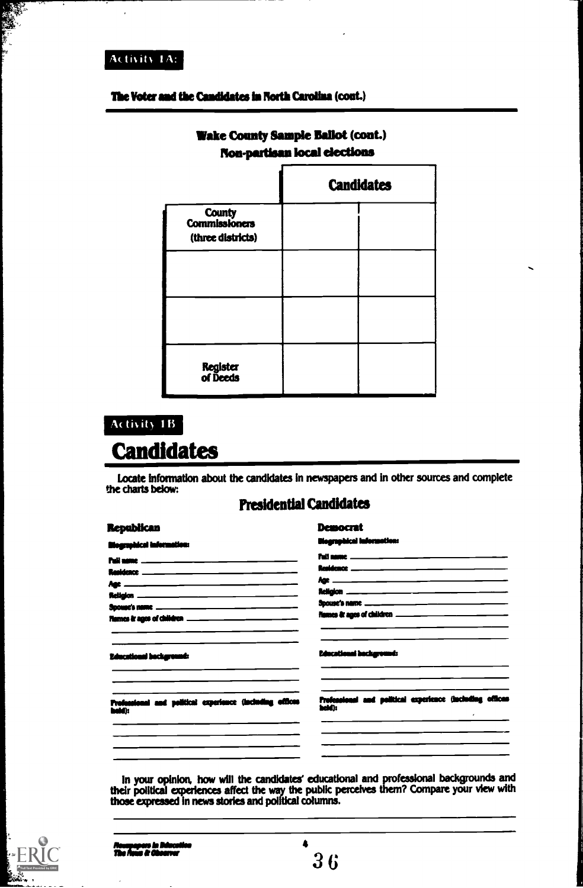Activity 1A:

**The Voter and the Candidates in North Carolina (cont.)**

### Wake County Sample Ballot (cont.)
### Non-partisan local elections

| | Candidates | |
|---|---|---|
| County Commissioners (three districts) | | |
| | | |
| | | |
| Register of Deeds | | |

Activity 1B

# Candidates

Locate information about the candidates in newspapers and in other sources and complete the charts below:

## Presidential Candidates

### Republican

**Biographical information:**

Full name ______________________

Residence ______________________

Age ______________________

Religion ______________________

Spouse's name ______________________

Names & ages of children ______________________

______________________

______________________

**Educational background:**

______________________

______________________

______________________

**Professional and political experience (including offices held):**

______________________

______________________

______________________

______________________

### Democrat

**Biographical information:**

Full name ______________________

Residence ______________________

Age ______________________

Religion ______________________

Spouse's name ______________________

Names & ages of children ______________________

______________________

______________________

**Educational background:**

______________________

______________________

______________________

**Professional and political experience (including offices held):**

______________________

______________________

______________________

______________________

In your opinion, how will the candidates' educational and professional backgrounds and their political experiences affect the way the public perceives them? Compare your view with those expressed in news stories and political columns.

______________________

______________________

*Newspapers in Education*
*The News & Observer*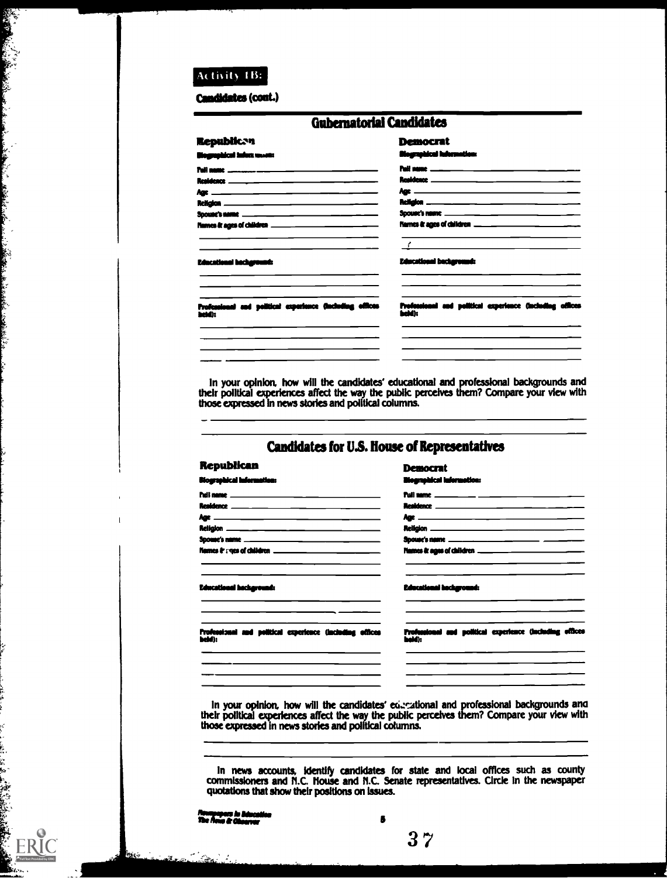Activity 1B:

**Candidates (cont.)**

## Gubernatorial Candidates

### Republican

**Biographical information:**

Full name ______________________

Residence ______________________

Age ______________________

Religion ______________________

Spouse's name ______________________

Names & ages of children ______________________

______________________

**Educational background:**

______________________

**Professional and political experience (including offices held):**

______________________

### Democrat

**Biographical information:**

Full name ______________________

Residence ______________________

Age ______________________

Religion ______________________

Spouse's name ______________________

Names & ages of children ______________________

______________________

**Educational background:**

______________________

**Professional and political experience (including offices held):**

______________________

In your opinion, how will the candidates' educational and professional backgrounds and their political experiences affect the way the public perceives them? Compare your view with those expressed in news stories and political columns.

______________________

## Candidates for U.S. House of Representatives

### Republican

**Biographical information:**

Full name ______________________

Residence ______________________

Age ______________________

Religion ______________________

Spouse's name ______________________

Names & ages of children ______________________

______________________

**Educational background:**

______________________

**Professional and political experience (including offices held):**

______________________

### Democrat

**Biographical information:**

Full name ______________________

Residence ______________________

Age ______________________

Religion ______________________

Spouse's name ______________________

Names & ages of children ______________________

______________________

**Educational background:**

______________________

**Professional and political experience (including offices held):**

______________________

In your opinion, how will the candidates' educational and professional backgrounds and their political experiences affect the way the public perceives them? Compare your view with those expressed in news stories and political columns.

______________________

In news accounts, identify candidates for state and local offices such as county commissioners and N.C. House and N.C. Senate representatives. Circle in the newspaper quotations that show their positions on issues.

*Newspapers in Education*
*The News & Observer*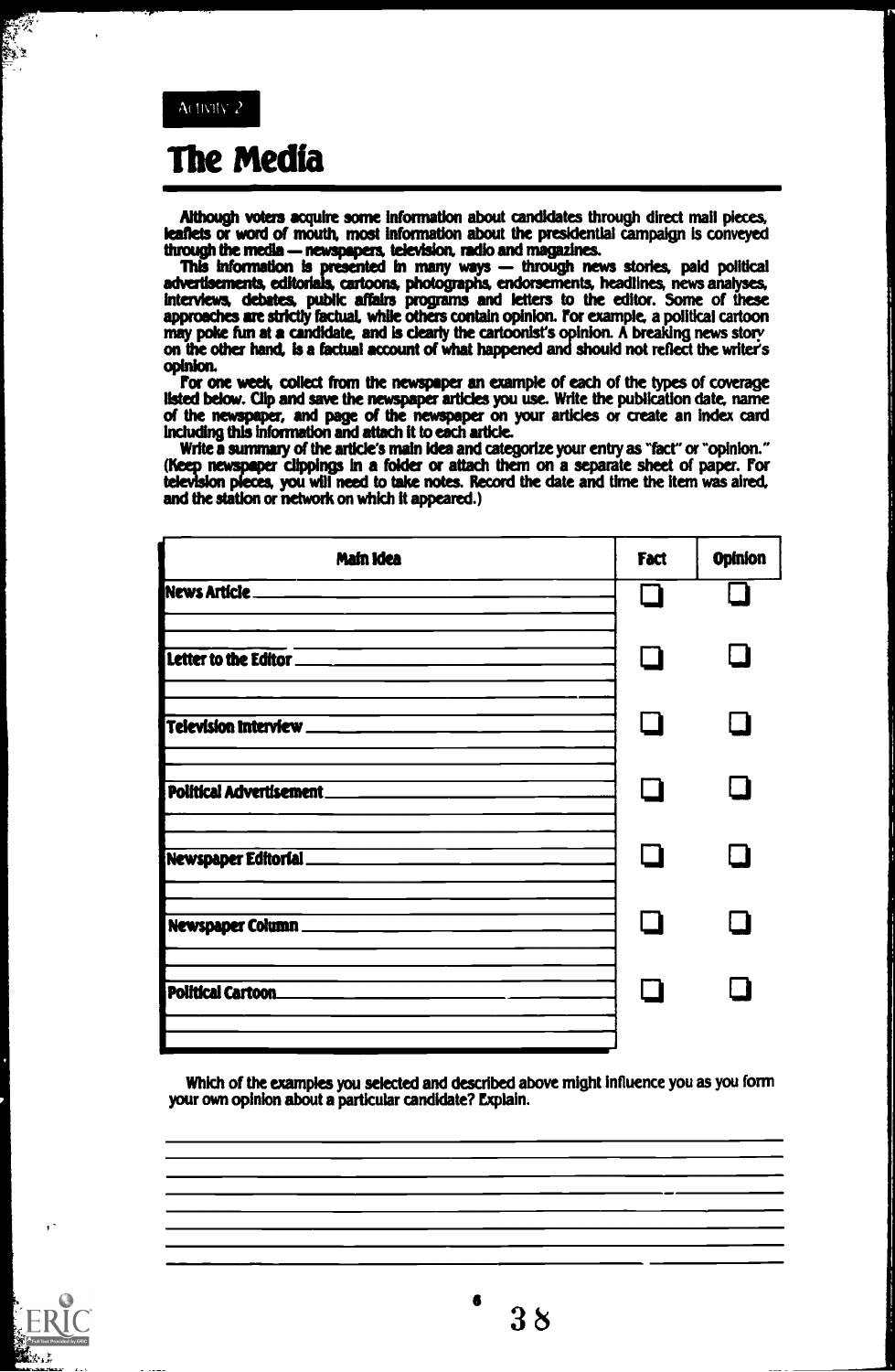Activity 2

# The Media

Although voters acquire some information about candidates through direct mail pieces, leaflets or word of mouth, most information about the presidential campaign is conveyed through the media — newspapers, television, radio and magazines.

This information is presented in many ways — through news stories, paid political advertisements, editorials, cartoons, photographs, endorsements, headlines, news analyses, interviews, debates, public affairs programs and letters to the editor. Some of these approaches are strictly factual, while others contain opinion. For example, a political cartoon may poke fun at a candidate, and is clearly the cartoonist's opinion. A breaking news story on the other hand, is a factual account of what happened and should not reflect the writer's opinion.

For one week, collect from the newspaper an example of each of the types of coverage listed below. Clip and save the newspaper articles you use. Write the publication date, name of the newspaper, and page of the newspaper on your articles or create an index card including this information and attach it to each article.

Write a summary of the article's main idea and categorize your entry as "fact" or "opinion." (Keep newspaper clippings in a folder or attach them on a separate sheet of paper. For television pieces, you will need to take notes. Record the date and time the item was aired, and the station or network on which it appeared.)

| Main Idea | Fact | Opinion |
|---|---|---|
| News Article ____________________ | ☐ | ☐ |
| Letter to the Editor ____________________ | ☐ | ☐ |
| Television Interview ____________________ | ☐ | ☐ |
| Political Advertisement ____________________ | ☐ | ☐ |
| Newspaper Editorial ____________________ | ☐ | ☐ |
| Newspaper Column ____________________ | ☐ | ☐ |
| Political Cartoon ____________________ | ☐ | ☐ |

Which of the examples you selected and described above might influence you as you form your own opinion about a particular candidate? Explain.

______________________________________________________________________

______________________________________________________________________

______________________________________________________________________

______________________________________________________________________

______________________________________________________________________

______________________________________________________________________

______________________________________________________________________

______________________________________________________________________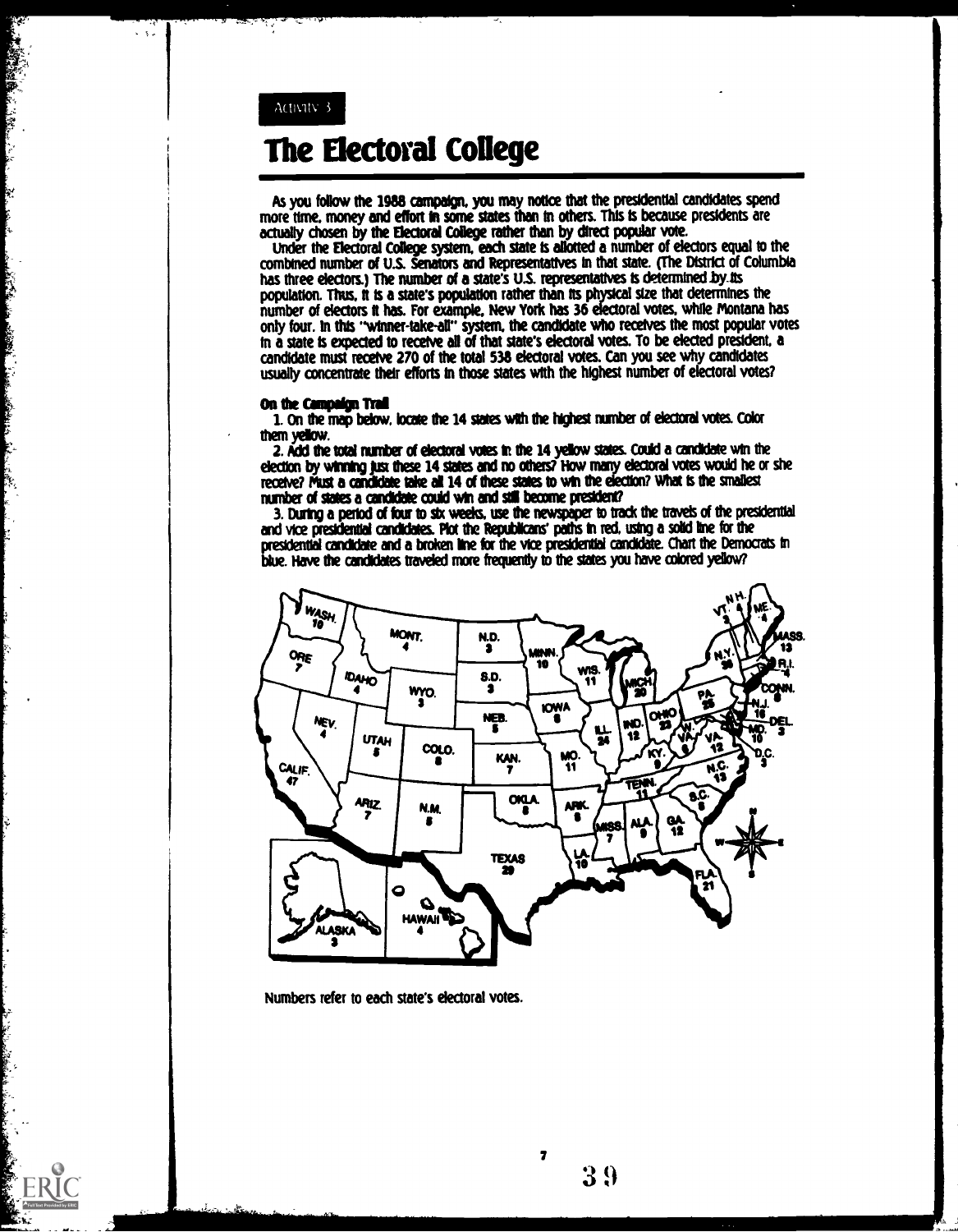Activity 3

# The Electoral College

As you follow the 1988 campaign, you may notice that the presidential candidates spend more time, money and effort in some states than in others. This is because presidents are actually chosen by the Electoral College rather than by direct popular vote.

Under the Electoral College system, each state is allotted a number of electors equal to the combined number of U.S. Senators and Representatives in that state. (The District of Columbia has three electors.) The number of a state's U.S. representatives is determined by its population. Thus, it is a state's population rather than its physical size that determines the number of electors it has. For example, New York has 36 electoral votes, while Montana has only four. In this "winner-take-all" system, the candidate who receives the most popular votes in a state is expected to receive all of that state's electoral votes. To be elected president, a candidate must receive 270 of the total 538 electoral votes. Can you see why candidates usually concentrate their efforts in those states with the highest number of electoral votes?

**On the Campaign Trail**

1. On the map below, locate the 14 states with the highest number of electoral votes. Color them yellow.

2. Add the total number of electoral votes in the 14 yellow states. Could a candidate win the election by winning just these 14 states and no others? How many electoral votes would he or she receive? Must a candidate take all 14 of these states to win the election? What is the smallest number of states a candidate could win and still become president?

3. During a period of four to six weeks, use the newspaper to track the travels of the presidential and vice presidential candidates. Plot the Republicans' paths in red, using a solid line for the presidential candidate and a broken line for the vice presidential candidate. Chart the Democrats in blue. Have the candidates traveled more frequently to the states you have colored yellow?

Numbers refer to each state's electoral votes.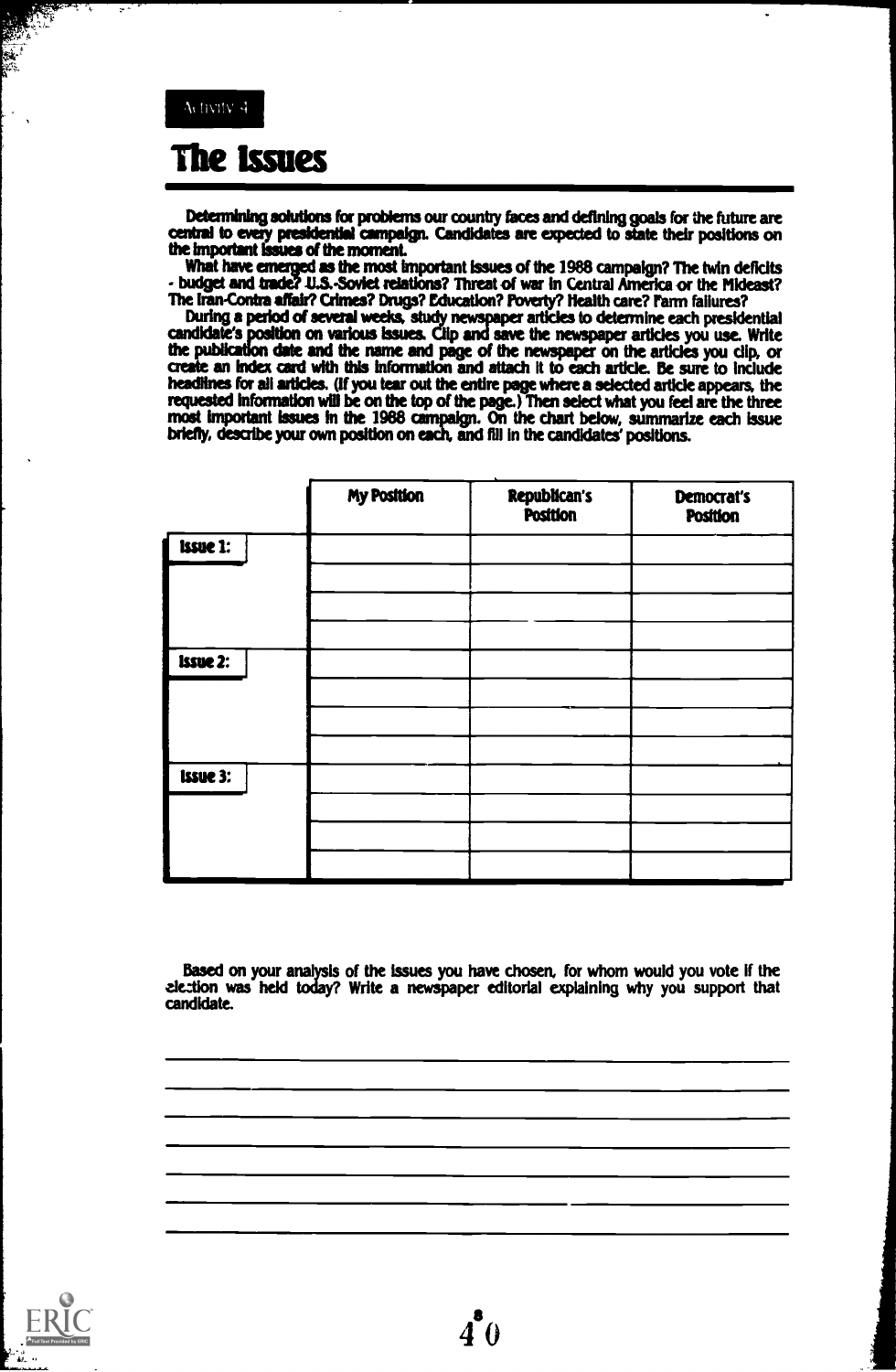Activity 4

# The Issues

Determining solutions for problems our country faces and defining goals for the future are central to every presidential campaign. Candidates are expected to state their positions on the important issues of the moment.

What have emerged as the most important issues of the 1988 campaign? The twin deficits - budget and trade? U.S.-Soviet relations? Threat of war in Central America or the Mideast? The Iran-Contra affair? Crimes? Drugs? Education? Poverty? Health care? Farm failures?

During a period of several weeks, study newspaper articles to determine each presidential candidate's position on various issues. Clip and save the newspaper articles you use. Write the publication date and the name and page of the newspaper on the articles you clip, or create an index card with this information and attach it to each article. Be sure to include headlines for all articles. (If you tear out the entire page where a selected article appears, the requested information will be on the top of the page.) Then select what you feel are the three most important issues in the 1988 campaign. On the chart below, summarize each issue briefly, describe your own position on each, and fill in the candidates' positions.

| | My Position | Republican's Position | Democrat's Position |
|---|---|---|---|
| **Issue 1:** | | | |
| | | | |
| | | | |
| | | | |
| **Issue 2:** | | | |
| | | | |
| | | | |
| | | | |
| **Issue 3:** | | | |
| | | | |
| | | | |
| | | | |

Based on your analysis of the issues you have chosen, for whom would you vote if the election was held today? Write a newspaper editorial explaining why you support that candidate.

_______________________________________________

_______________________________________________

_______________________________________________

_______________________________________________

_______________________________________________

_______________________________________________

_______________________________________________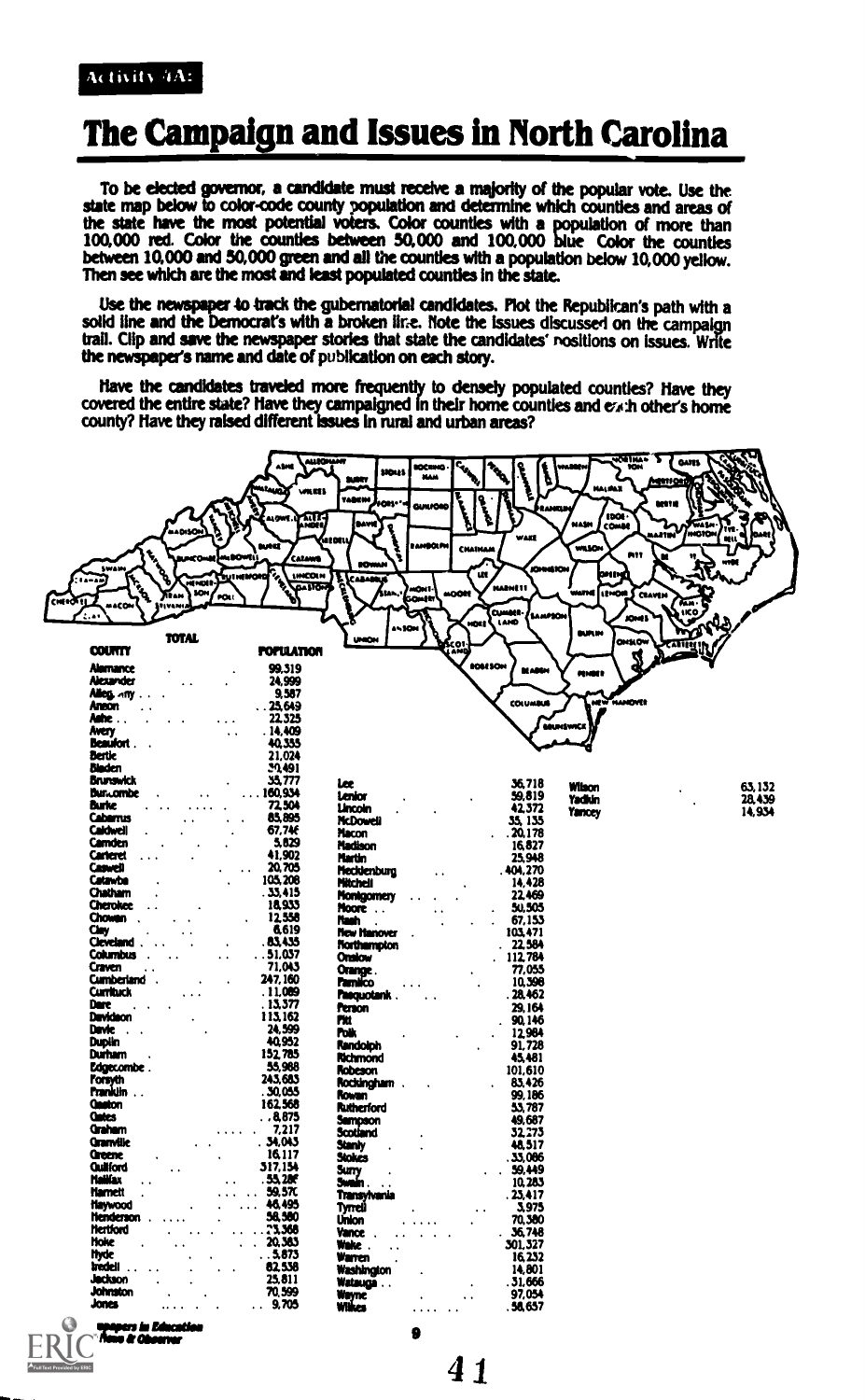Activity 4A:

# The Campaign and Issues in North Carolina

To be elected governor, a candidate must receive a majority of the popular vote. Use the state map below to color-code county population and determine which counties and areas of the state have the most potential voters. Color counties with a population of more than 100,000 red. Color the counties between 50,000 and 100,000 blue. Color the counties between 10,000 and 50,000 green and all the counties with a population below 10,000 yellow. Then see which are the most and least populated counties in the state.

Use the newspaper to track the gubernatorial candidates. Plot the Republican's path with a solid line and the Democrat's with a broken line. Note the issues discussed on the campaign trail. Clip and save the newspaper stories that state the candidates' positions on issues. Write the newspaper's name and date of publication on each story.

Have the candidates traveled more frequently to densely populated counties? Have they covered the entire state? Have they campaigned in their home counties and each other's home county? Have they raised different issues in rural and urban areas?

| COUNTY | TOTAL POPULATION |
|---|---|
| Alamance | 99,319 |
| Alexander | 24,999 |
| Alleghany | 9,587 |
| Anson | 25,649 |
| Ashe | 22,325 |
| Avery | 14,409 |
| Beaufort | 40,355 |
| Bertie | 21,024 |
| Bladen | 30,491 |
| Brunswick | 35,777 |
| Buncombe | 160,934 |
| Burke | 72,504 |
| Cabarrus | 85,895 |
| Caldwell | 67,746 |
| Camden | 5,829 |
| Carteret | 41,902 |
| Caswell | 20,705 |
| Catawba | 105,208 |
| Chatham | 33,415 |
| Cherokee | 18,933 |
| Chowan | 12,558 |
| Clay | 6,619 |
| Cleveland | 83,435 |
| Columbus | 51,037 |
| Craven | 71,043 |
| Cumberland | 247,160 |
| Currituck | 11,089 |
| Dare | 13,377 |
| Davidson | 113,162 |
| Davie | 24,599 |
| Duplin | 40,952 |
| Durham | 152,785 |
| Edgecombe | 55,988 |
| Forsyth | 243,683 |
| Franklin | 30,055 |
| Gaston | 162,568 |
| Gates | 8,875 |
| Graham | 7,217 |
| Granville | 34,043 |
| Greene | 16,117 |
| Guilford | 317,154 |
| Halifax | 55,286 |
| Harnett | 59,570 |
| Haywood | 46,495 |
| Henderson | 58,580 |
| Hertford | 23,368 |
| Hoke | 20,383 |
| Hyde | 5,873 |
| Iredell | 82,538 |
| Jackson | 25,811 |
| Johnston | 70,599 |
| Jones | 9,705 |
| Lee | 36,718 |
| Lenior | 59,819 |
| Lincoln | 42,372 |
| McDowell | 35,135 |
| Macon | 20,178 |
| Madison | 16,827 |
| Martin | 25,948 |
| Mecklenburg | 404,270 |
| Mitchell | 14,428 |
| Montgomery | 22,469 |
| Moore | 50,505 |
| Nash | 67,153 |
| New Hanover | 103,471 |
| Northampton | 22,584 |
| Onslow | 112,784 |
| Orange | 77,055 |
| Pamlico | 10,398 |
| Pasquotank | 28,462 |
| Person | 29,164 |
| Pitt | 90,146 |
| Polk | 12,984 |
| Randolph | 91,728 |
| Richmond | 45,481 |
| Robeson | 101,610 |
| Rockingham | 83,426 |
| Rowan | 99,186 |
| Rutherford | 53,787 |
| Sampson | 49,687 |
| Scotland | 32,273 |
| Stanly | 48,517 |
| Stokes | 33,086 |
| Surry | 59,449 |
| Swain | 10,283 |
| Transylvania | 23,417 |
| Tyrrell | 3,975 |
| Union | 70,380 |
| Vance | 36,748 |
| Wake | 301,327 |
| Warren | 16,232 |
| Washington | 14,801 |
| Watauga | 31,666 |
| Wayne | 97,054 |
| Wilkes | 58,657 |
| Wilson | 63,132 |
| Yadkin | 28,439 |
| Yancey | 14,934 |

Newspapers in Education
News & Observer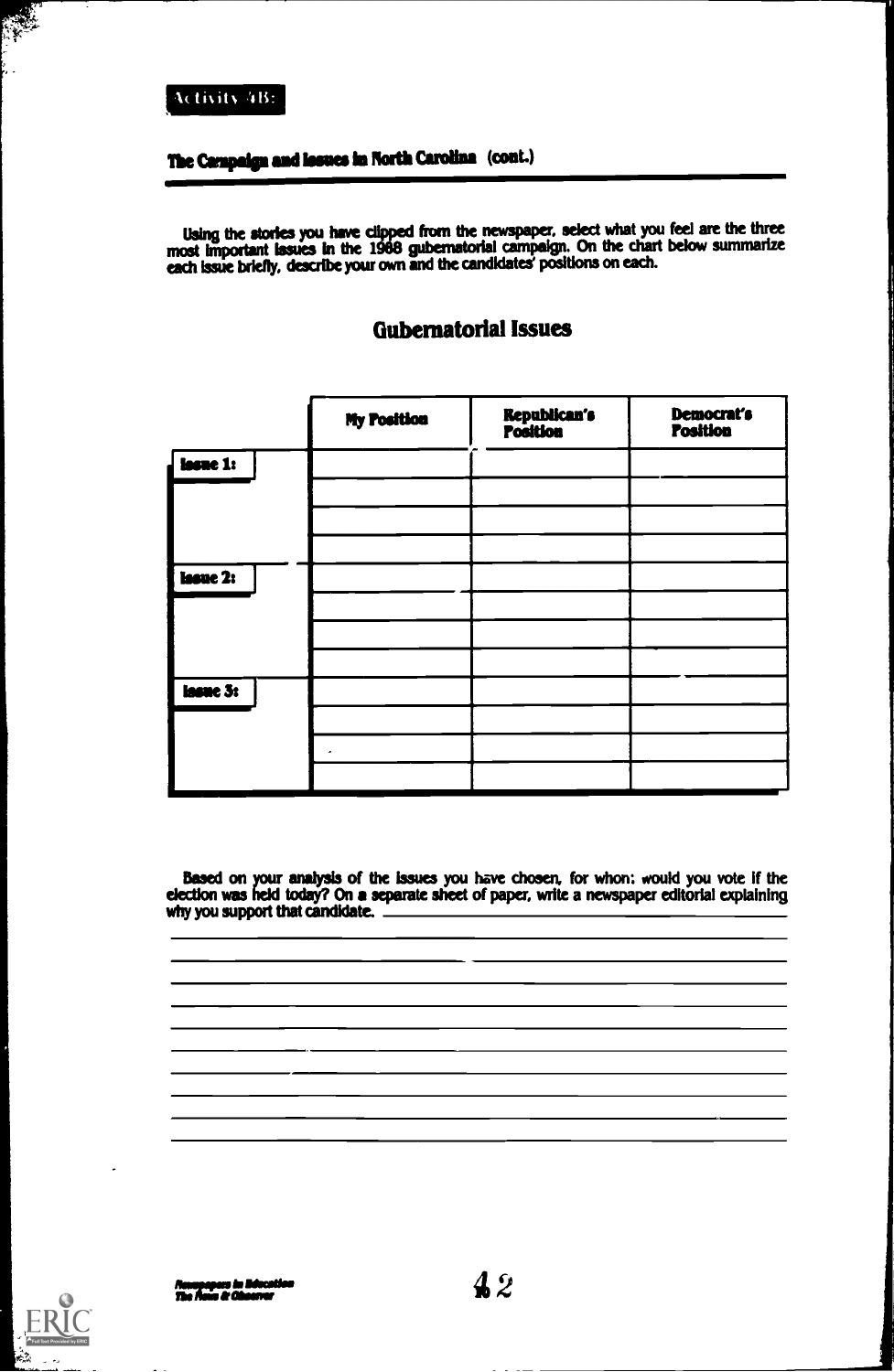Activity 4B:

### The Campaign and Issues in North Carolina (cont.)

Using the stories you have clipped from the newspaper, select what you feel are the three most important issues in the 1988 gubernatorial campaign. On the chart below summarize each issue briefly, describe your own and the candidates' positions on each.

## Gubernatorial Issues

| | My Position | Republican's Position | Democrat's Position |
|---|---|---|---|
| **Issue 1:** | | | |
| | | | |
| | | | |
| | | | |
| **Issue 2:** | | | |
| | | | |
| | | | |
| | | | |
| **Issue 3:** | | | |
| | | | |
| | | | |
| | | | |

Based on your analysis of the issues you have chosen, for whom would you vote if the election was held today? On a separate sheet of paper, write a newspaper editorial explaining why you support that candidate.

Newspapers in Education
The News & Observer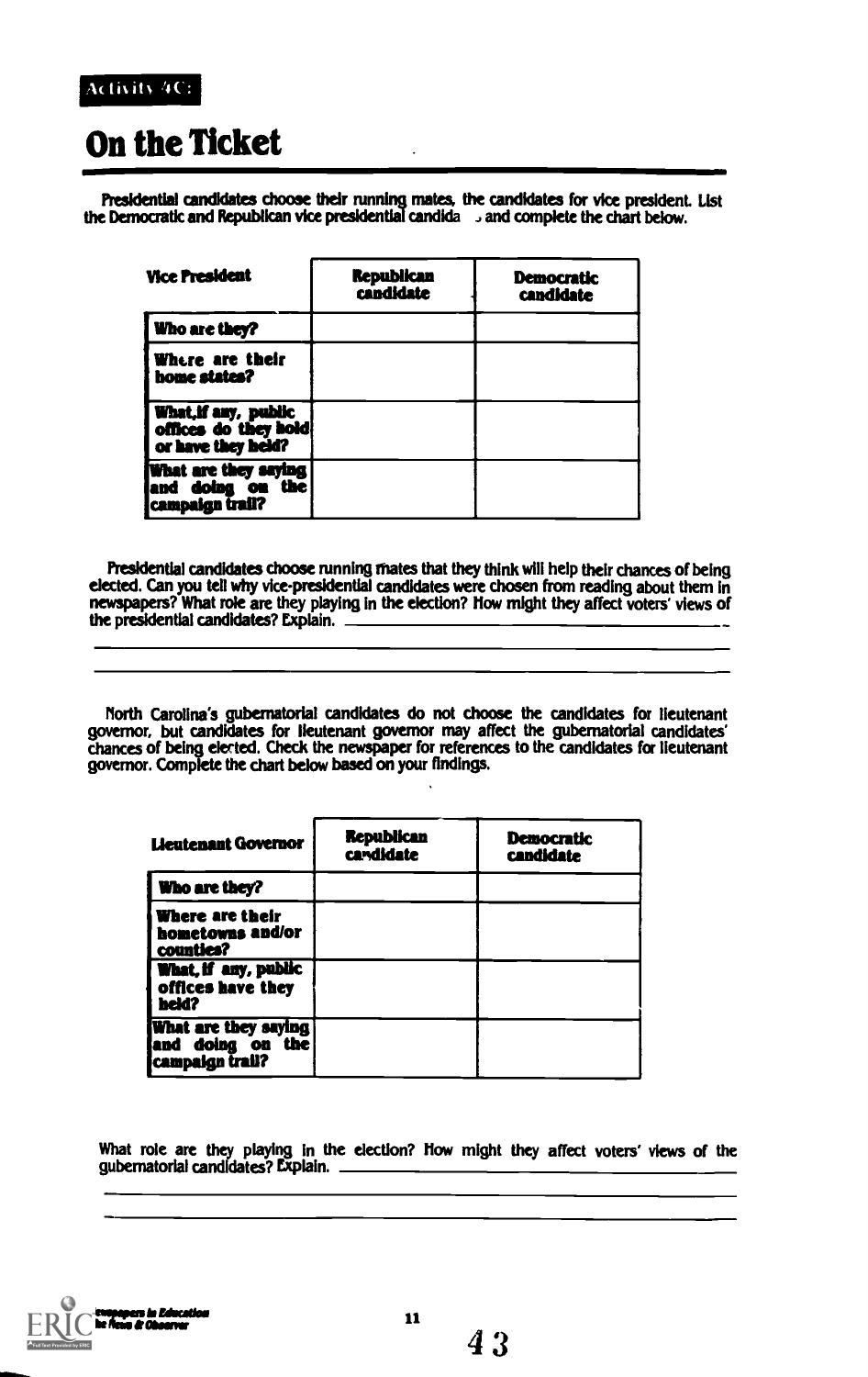Activity 4C:

# On the Ticket

Presidential candidates choose their running mates, the candidates for vice president. List the Democratic and Republican vice presidential candidates and complete the chart below.

| Vice President | Republican candidate | Democratic candidate |
|---|---|---|
| Who are they? | | |
| Where are their home states? | | |
| What, if any, public offices do they hold or have they held? | | |
| What are they saying and doing on the campaign trail? | | |

Presidential candidates choose running mates that they think will help their chances of being elected. Can you tell why vice-presidential candidates were chosen from reading about them in newspapers? What role are they playing in the election? How might they affect voters' views of the presidential candidates? Explain. ________________________________________

________________________________________

________________________________________

North Carolina's gubernatorial candidates do not choose the candidates for lieutenant governor, but candidates for lieutenant governor may affect the gubernatorial candidates' chances of being elected. Check the newspaper for references to the candidates for lieutenant governor. Complete the chart below based on your findings.

| Lieutenant Governor | Republican candidate | Democratic candidate |
|---|---|---|
| Who are they? | | |
| Where are their hometowns and/or counties? | | |
| What, if any, public offices have they held? | | |
| What are they saying and doing on the campaign trail? | | |

What role are they playing in the election? How might they affect voters' views of the gubernatorial candidates? Explain. ________________________________________

________________________________________

________________________________________

Newspapers in Education The News & Observer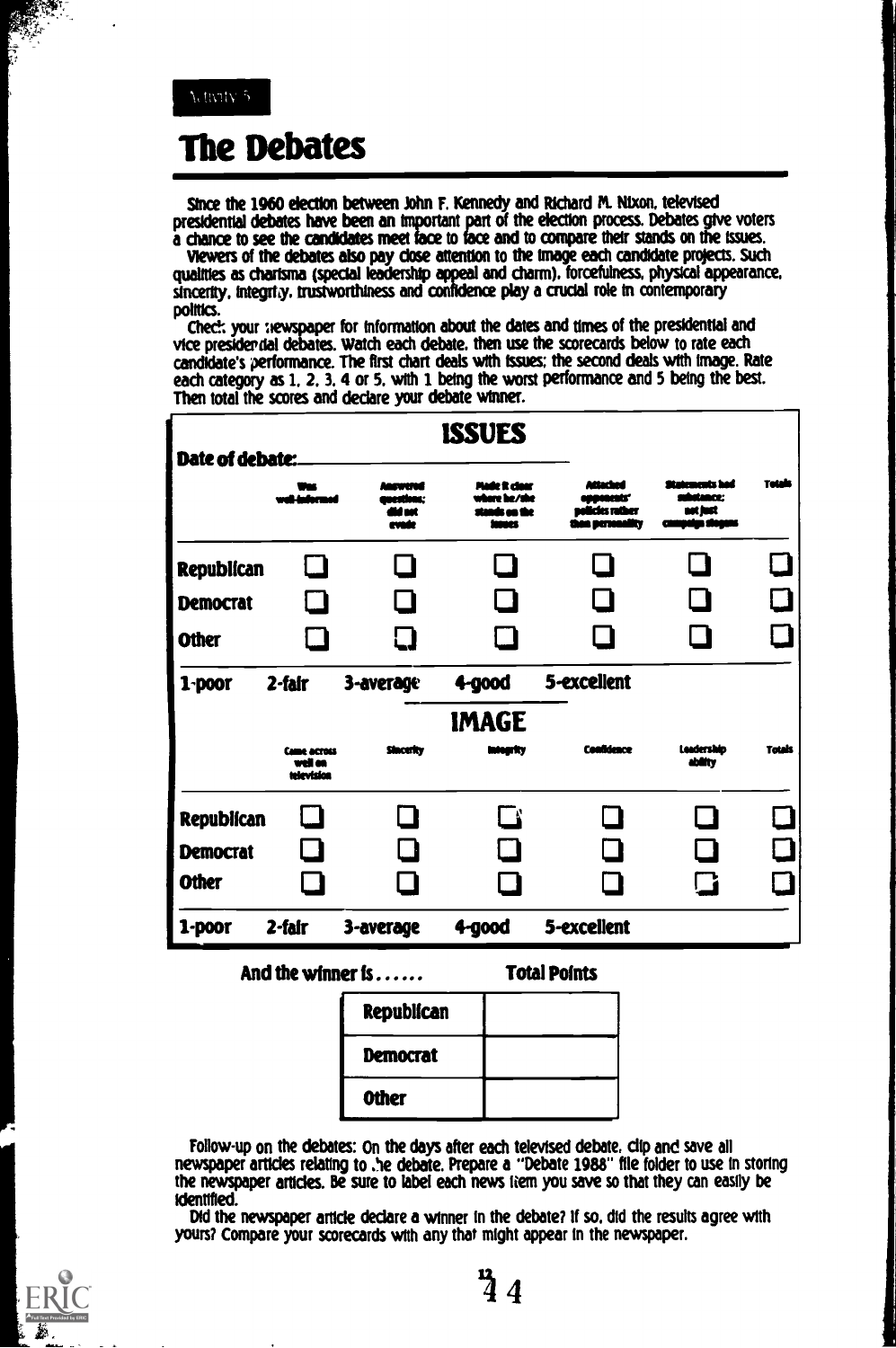Activity 5

# The Debates

Since the 1960 election between John F. Kennedy and Richard M. Nixon, televised presidential debates have been an important part of the election process. Debates give voters a chance to see the candidates meet face to face and to compare their stands on the issues.

Viewers of the debates also pay close attention to the image each candidate projects. Such qualities as charisma (special leadership appeal and charm), forcefulness, physical appearance, sincerity, integrity, trustworthiness and confidence play a crucial role in contemporary politics.

Check your newspaper for information about the dates and times of the presidential and vice presidential debates. Watch each debate, then use the scorecards below to rate each candidate's performance. The first chart deals with issues; the second deals with image. Rate each category as 1, 2, 3, 4 or 5, with 1 being the worst performance and 5 being the best. Then total the scores and declare your debate winner.

## ISSUES

**Date of debate:** ____________

| | Was well-informed | Answered questions; did not evade | Made it clear where he/she stands on the issues | Attacked opponents' policies rather than personality | Statements had substance; not just campaign slogans | Totals |
|---|---|---|---|---|---|---|
| **Republican** | ☐ | ☐ | ☐ | ☐ | ☐ | ☐ |
| **Democrat** | ☐ | ☐ | ☐ | ☐ | ☐ | ☐ |
| **Other** | ☐ | ☐ | ☐ | ☐ | ☐ | ☐ |

**1-poor 2-fair 3-average 4-good 5-excellent**

## IMAGE

| | Came across well on television | Sincerity | Integrity | Confidence | Leadership ability | Totals |
|---|---|---|---|---|---|---|
| **Republican** | ☐ | ☐ | ☐ | ☐ | ☐ | ☐ |
| **Democrat** | ☐ | ☐ | ☐ | ☐ | ☐ | ☐ |
| **Other** | ☐ | ☐ | ☐ | ☐ | ☐ | ☐ |

**1-poor 2-fair 3-average 4-good 5-excellent**

**And the winner is......** **Total Points**

| | |
|---|---|
| **Republican** | |
| **Democrat** | |
| **Other** | |

Follow-up on the debates: On the days after each televised debate, clip and save all newspaper articles relating to the debate. Prepare a "Debate 1988" file folder to use in storing the newspaper articles. Be sure to label each news item you save so that they can easily be identified.

Did the newspaper article declare a winner in the debate? If so, did the results agree with yours? Compare your scorecards with any that might appear in the newspaper.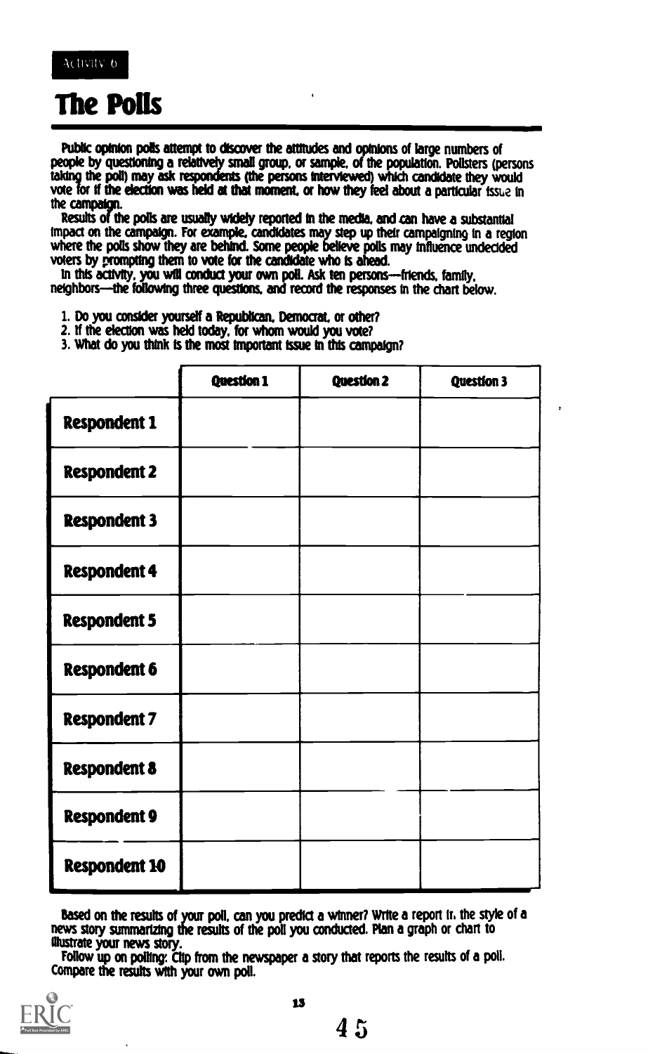Activity 6

# The Polls

Public opinion polls attempt to discover the attitudes and opinions of large numbers of people by questioning a relatively small group, or sample, of the population. Pollsters (persons taking the poll) may ask respondents (the persons interviewed) which candidate they would vote for if the election was held at that moment, or how they feel about a particular issue in the campaign.

Results of the polls are usually widely reported in the media, and can have a substantial impact on the campaign. For example, candidates may step up their campaigning in a region where the polls show they are behind. Some people believe polls may influence undecided voters by prompting them to vote for the candidate who is ahead.

In this activity, you will conduct your own poll. Ask ten persons—friends, family, neighbors—the following three questions, and record the responses in the chart below.

1. Do you consider yourself a Republican, Democrat, or other?
2. If the election was held today, for whom would you vote?
3. What do you think is the most important issue in this campaign?

| | Question 1 | Question 2 | Question 3 |
|---|---|---|---|
| **Respondent 1** | | | |
| **Respondent 2** | | | |
| **Respondent 3** | | | |
| **Respondent 4** | | | |
| **Respondent 5** | | | |
| **Respondent 6** | | | |
| **Respondent 7** | | | |
| **Respondent 8** | | | |
| **Respondent 9** | | | |
| **Respondent 10** | | | |

Based on the results of your poll, can you predict a winner? Write a report in the style of a news story summarizing the results of the poll you conducted. Plan a graph or chart to illustrate your news story.

Follow up on polling: Clip from the newspaper a story that reports the results of a poll. Compare the results with your own poll.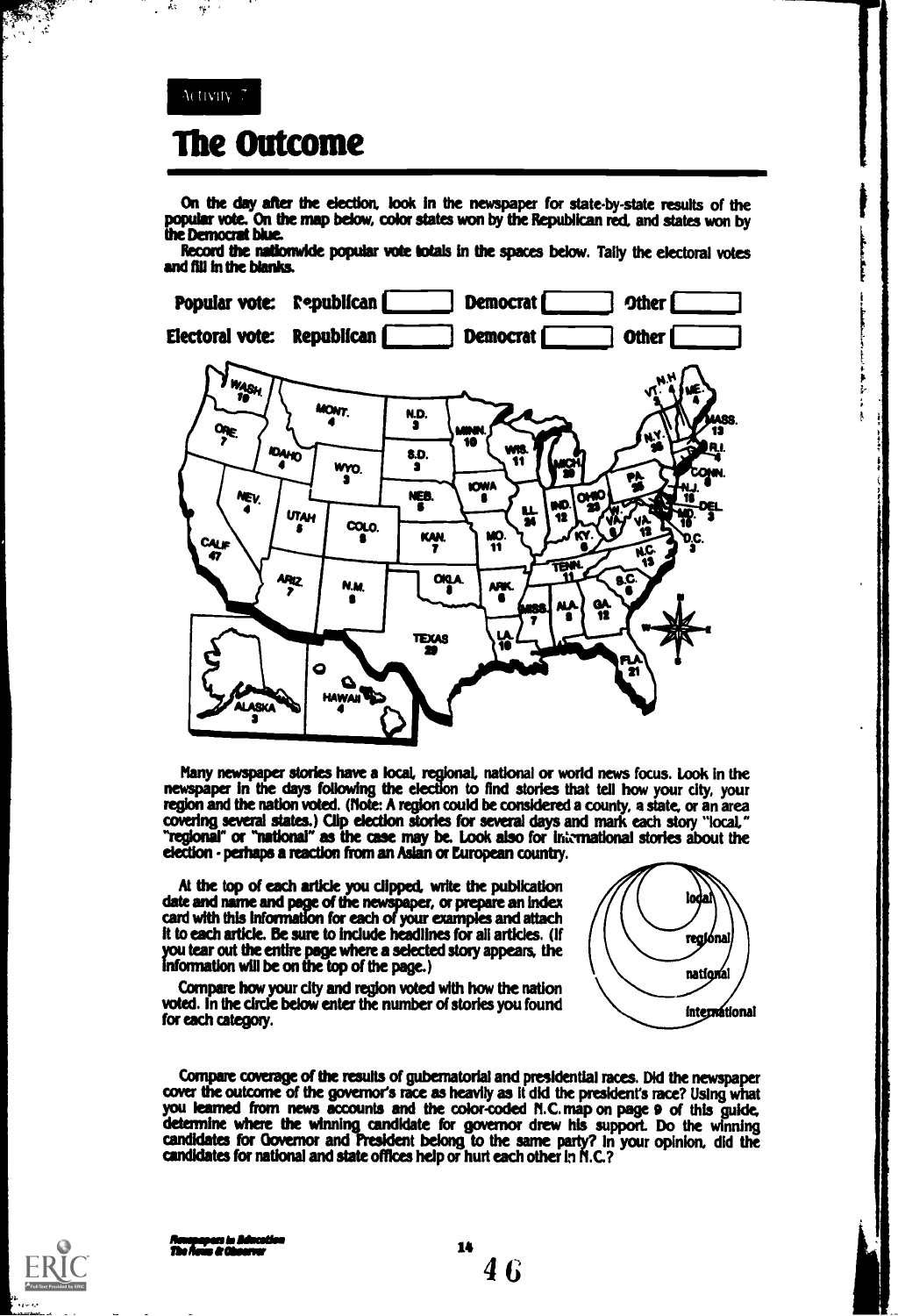Activity 7

# The Outcome

On the day after the election, look in the newspaper for state-by-state results of the popular vote. On the map below, color states won by the Republican red, and states won by the Democrat blue.

Record the nationwide popular vote totals in the spaces below. Tally the electoral votes and fill in the blanks.

**Popular vote:** Republican [ ] Democrat [ ] Other [ ]

**Electoral vote:** Republican [ ] Democrat [ ] Other [ ]

Many newspaper stories have a local, regional, national or world news focus. Look in the newspaper in the days following the election to find stories that tell how your city, your region and the nation voted. (Note: A region could be considered a county, a state, or an area covering several states.) Clip election stories for several days and mark each story "local," "regional" or "national" as the case may be. Look also for international stories about the election - perhaps a reaction from an Asian or European country.

At the top of each article you clipped, write the publication date and name and page of the newspaper, or prepare an index card with this information for each of your examples and attach it to each article. Be sure to include headlines for all articles. (If you tear out the entire page where a selected story appears, the information will be on the top of the page.)

Compare how your city and region voted with how the nation voted. In the circle below enter the number of stories you found for each category.

local

regional

national

international

Compare coverage of the results of gubernatorial and presidential races. Did the newspaper cover the outcome of the governor's race as heavily as it did the president's race? Using what you learned from news accounts and the color-coded N.C. map on page 9 of this guide, determine where the winning candidate for governor drew his support. Do the winning candidates for Governor and President belong to the same party? In your opinion, did the candidates for national and state offices help or hurt each other in N.C.?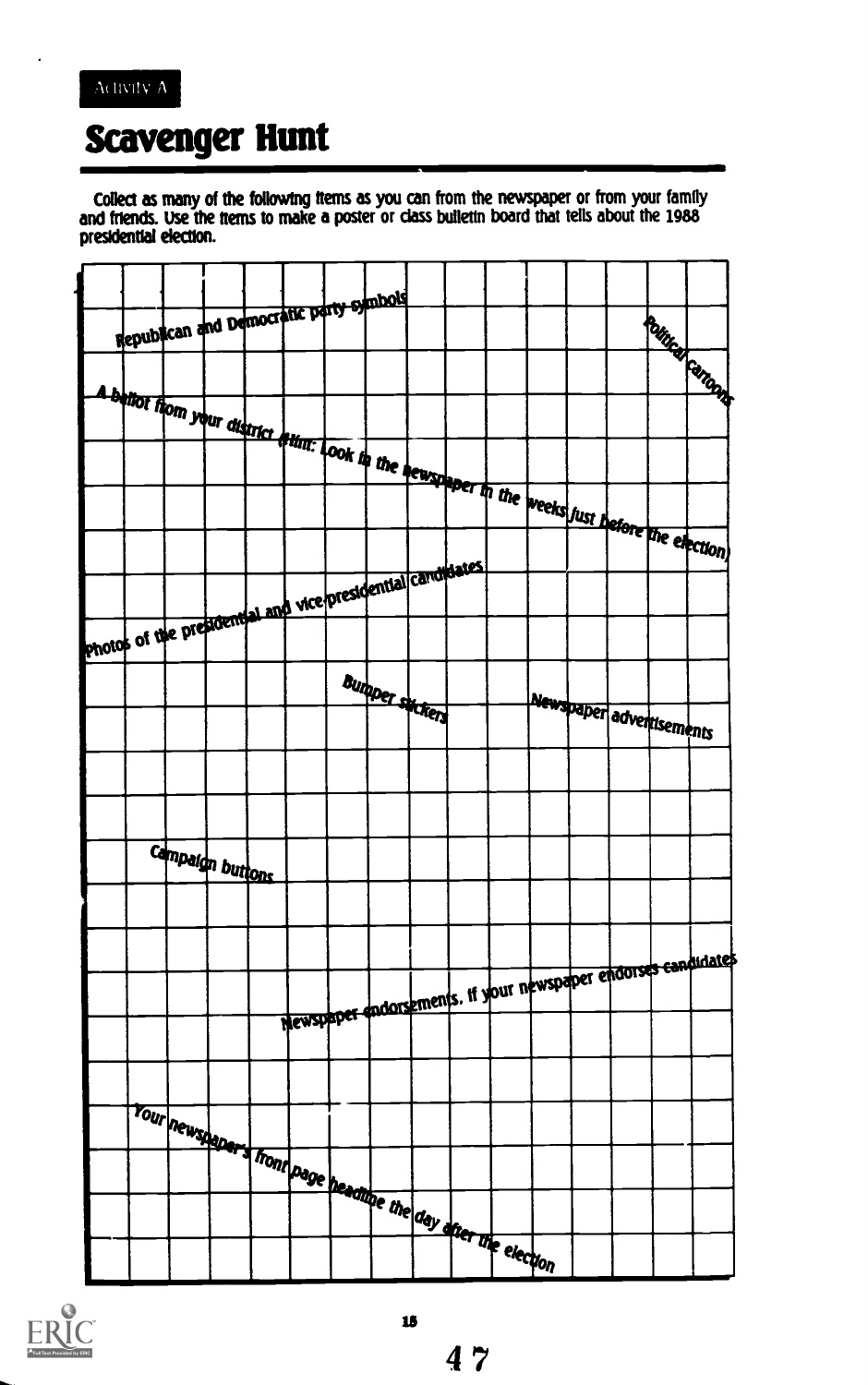Activity A

# Scavenger Hunt

Collect as many of the following items as you can from the newspaper or from your family and friends. Use the items to make a poster or class bulletin board that tells about the 1988 presidential election.

- Republican and Democratic party symbols
- Political cartoons
- A ballot from your district (Hint: Look in the newspaper in the weeks just before the election)
- Photos of the presidential and vice presidential candidates
- Bumper stickers
- Newspaper advertisements
- Campaign buttons
- Newspaper endorsements, if your newspaper endorses candidates
- Your newspaper's front page headline the day after the election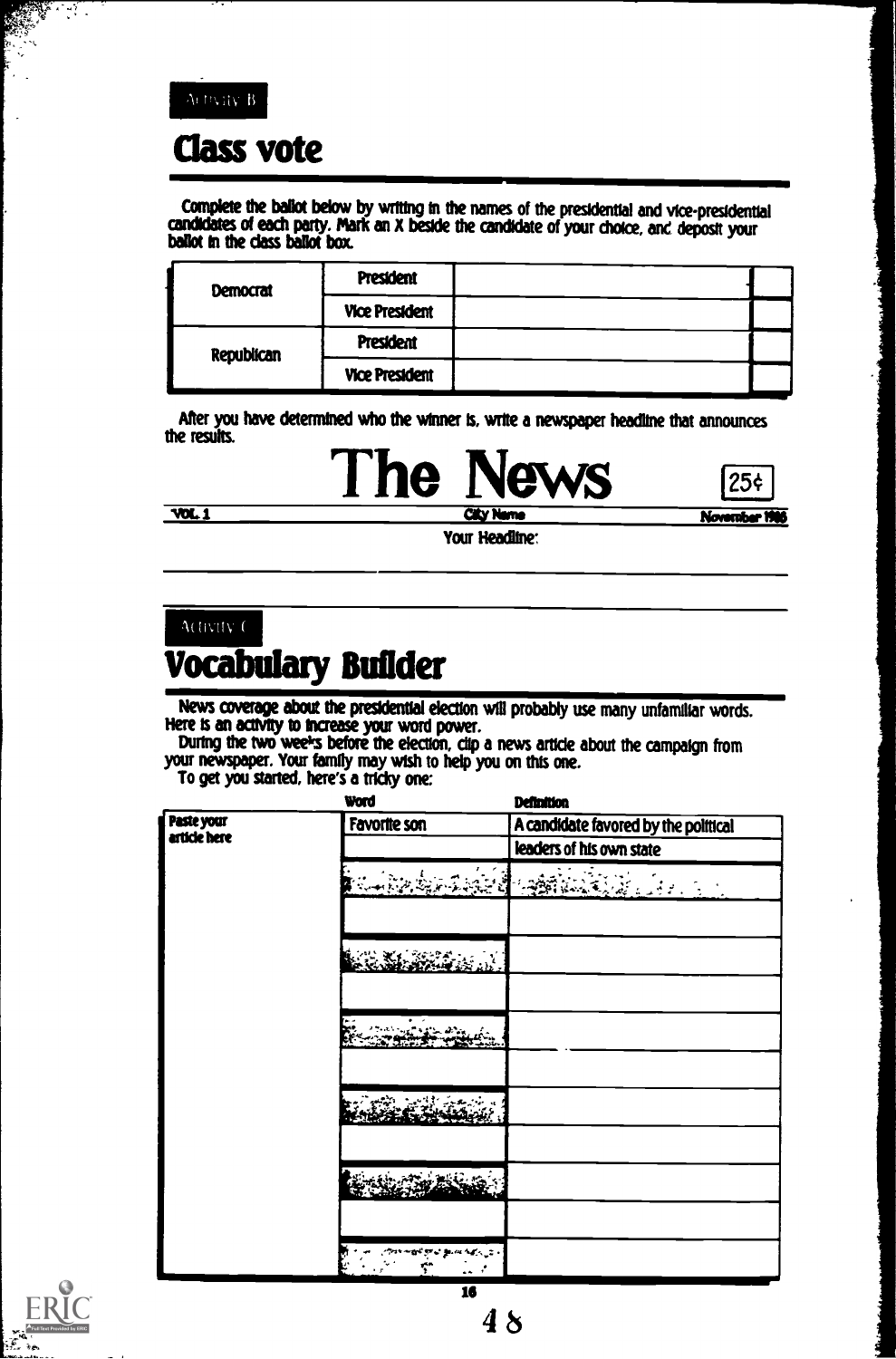Activity B

# Class vote

Complete the ballot below by writing in the names of the presidential and vice-presidential candidates of each party. Mark an X beside the candidate of your choice, and deposit your ballot in the class ballot box.

| | | | |
|---|---|---|---|
| Democrat | President | | |
| | Vice President | | |
| Republican | President | | |
| | Vice President | | |

After you have determined who the winner is, write a newspaper headline that announces the results.

**The News** 25¢

VOL. 1 — City Name — November 1988

Your Headline:

Activity C

# Vocabulary Builder

News coverage about the presidential election will probably use many unfamiliar words. Here is an activity to increase your word power.

During the two weeks before the election, clip a news article about the campaign from your newspaper. Your family may wish to help you on this one.

To get you started, here's a tricky one:

| | Word | Definition |
|---|---|---|
| Paste your article here | Favorite son | A candidate favored by the political leaders of his own state |
| | | |
| | | |
| | | |
| | | |
| | | |
| | | |
| | | |
| | | |
| | | |
| | | |
| | | |